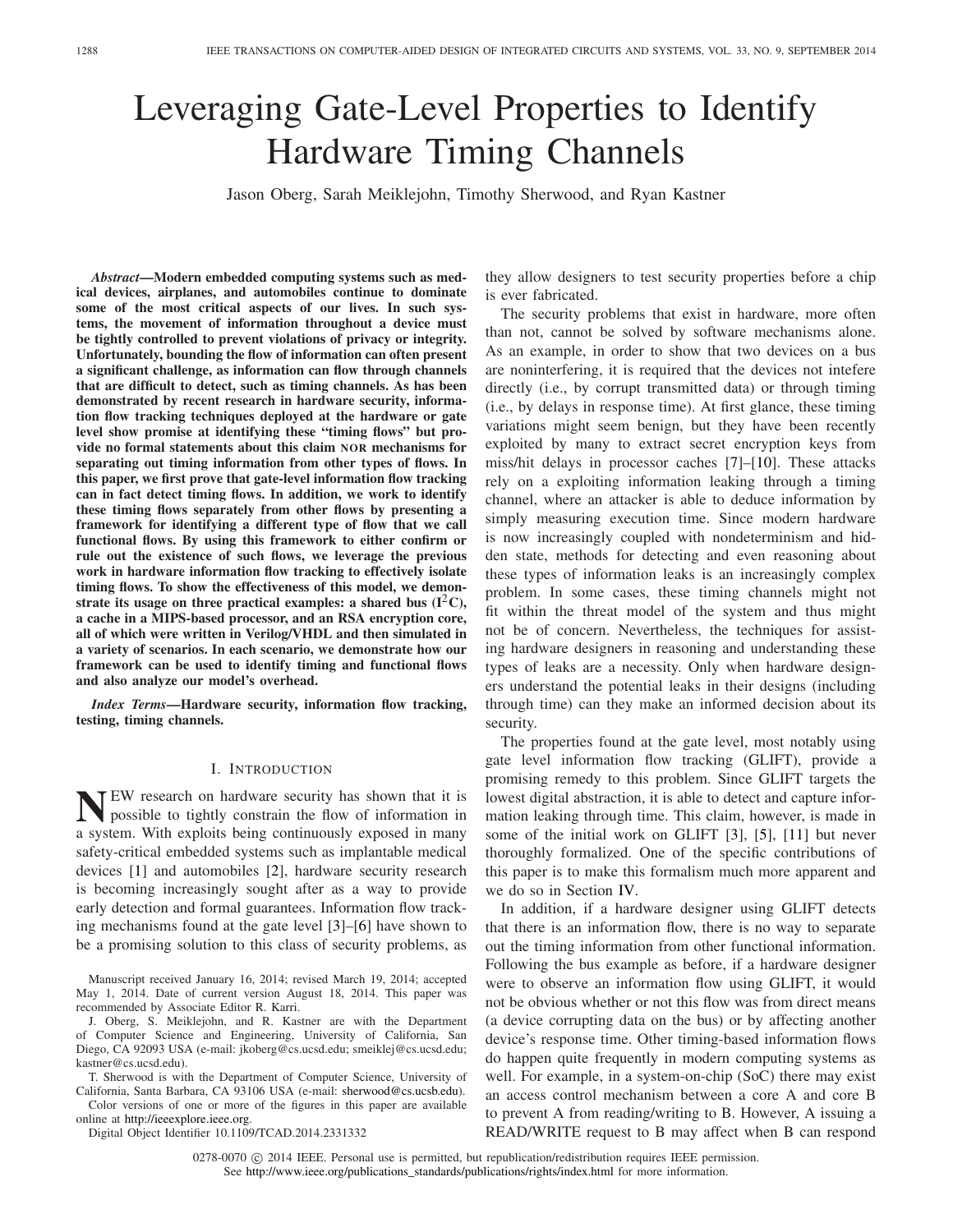# Leveraging Gate-Level Properties to Identify Hardware Timing Channels

Jason Oberg, Sarah Meiklejohn, Timothy Sherwood, and Ryan Kastner

***Abstract*—Modern embedded computing systems such as medical devices, airplanes, and automobiles continue to dominate some of the most critical aspects of our lives. In such systems, the movement of information throughout a device must be tightly controlled to prevent violations of privacy or integrity. Unfortunately, bounding the flow of information can often present a significant challenge, as information can flow through channels that are difficult to detect, such as timing channels. As has been demonstrated by recent research in hardware security, information flow tracking techniques deployed at the hardware or gate level show promise at identifying these "timing flows" but provide no formal statements about this claim NOR mechanisms for separating out timing information from other types of flows. In this paper, we first prove that gate-level information flow tracking can in fact detect timing flows. In addition, we work to identify these timing flows separately from other flows by presenting a framework for identifying a different type of flow that we call functional flows. By using this framework to either confirm or rule out the existence of such flows, we leverage the previous work in hardware information flow tracking to effectively isolate timing flows. To show the effectiveness of this model, we demonstrate its usage on three practical examples: a shared bus ($I^2C$), a cache in a MIPS-based processor, and an RSA encryption core, all of which were written in Verilog/VHDL and then simulated in a variety of scenarios. In each scenario, we demonstrate how our framework can be used to identify timing and functional flows and also analyze our model's overhead.**

***Index Terms*—Hardware security, information flow tracking, testing, timing channels.**

## I. Introduction

New research on hardware security has shown that it is possible to tightly constrain the flow of information in a system. With exploits being continuously exposed in many safety-critical embedded systems such as implantable medical devices [1] and automobiles [2], hardware security research is becoming increasingly sought after as a way to provide early detection and formal guarantees. Information flow tracking mechanisms found at the gate level [3]–[6] have shown to be a promising solution to this class of security problems, as they allow designers to test security properties before a chip is ever fabricated.

The security problems that exist in hardware, more often than not, cannot be solved by software mechanisms alone. As an example, in order to show that two devices on a bus are noninterfering, it is required that the devices not intefere directly (i.e., by corrupt transmitted data) or through timing (i.e., by delays in response time). At first glance, these timing variations might seem benign, but they have been recently exploited by many to extract secret encryption keys from miss/hit delays in processor caches [7]–[10]. These attacks rely on a exploiting information leaking through a timing channel, where an attacker is able to deduce information by simply measuring execution time. Since modern hardware is now increasingly coupled with nondeterminism and hidden state, methods for detecting and even reasoning about these types of information leaks is an increasingly complex problem. In some cases, these timing channels might not fit within the threat model of the system and thus might not be of concern. Nevertheless, the techniques for assisting hardware designers in reasoning and understanding these types of leaks are a necessity. Only when hardware designers understand the potential leaks in their designs (including through time) can they make an informed decision about its security.

The properties found at the gate level, most notably using gate level information flow tracking (GLIFT), provide a promising remedy to this problem. Since GLIFT targets the lowest digital abstraction, it is able to detect and capture information leaking through time. This claim, however, is made in some of the initial work on GLIFT [3], [5], [11] but never thoroughly formalized. One of the specific contributions of this paper is to make this formalism much more apparent and we do so in Section IV.

In addition, if a hardware designer using GLIFT detects that there is an information flow, there is no way to separate out the timing information from other functional information. Following the bus example as before, if a hardware designer were to observe an information flow using GLIFT, it would not be obvious whether or not this flow was from direct means (a device corrupting data on the bus) or by affecting another device's response time. Other timing-based information flows do happen quite frequently in modern computing systems as well. For example, in a system-on-chip (SoC) there may exist an access control mechanism between a core A and core B to prevent A from reading/writing to B. However, A issuing a READ/WRITE request to B may affect when B can respond

Manuscript received January 16, 2014; revised March 19, 2014; accepted May 1, 2014. Date of current version August 18, 2014. This paper was recommended by Associate Editor R. Karri.

J. Oberg, S. Meiklejohn, and R. Kastner are with the Department of Computer Science and Engineering, University of California, San Diego, CA 92093 USA (e-mail: jkoberg@cs.ucsd.edu; smeiklej@cs.ucsd.edu; kastner@cs.ucsd.edu).

T. Sherwood is with the Department of Computer Science, University of California, Santa Barbara, CA 93106 USA (e-mail: sherwood@cs.ucsb.edu).

Color versions of one or more of the figures in this paper are available online at http://ieeexplore.ieee.org.

Digital Object Identifier 10.1109/TCAD.2014.2331332

0278-0070 © 2014 IEEE. Personal use is permitted, but republication/redistribution requires IEEE permission. See http://www.ieee.org/publications_standards/publications/rights/index.html for more information.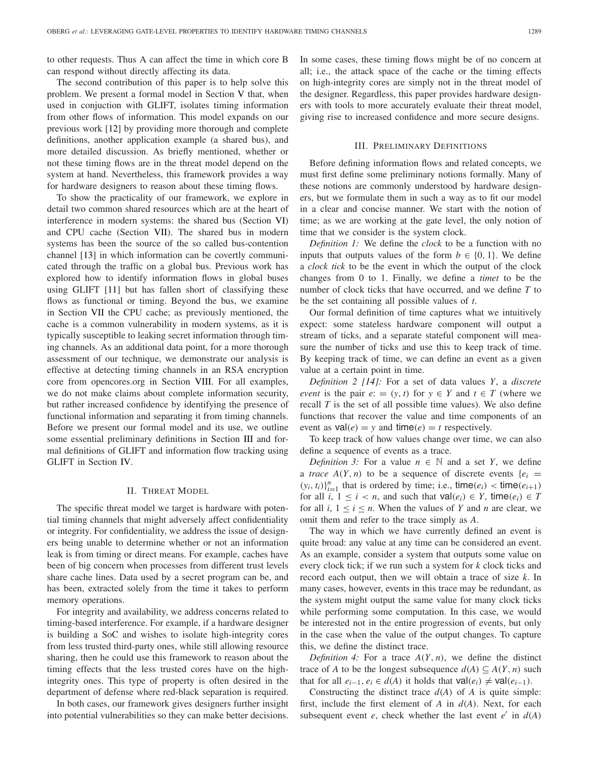to other requests. Thus A can affect the time in which core B can respond without directly affecting its data.

The second contribution of this paper is to help solve this problem. We present a formal model in Section V that, when used in conjuction with GLIFT, isolates timing information from other flows of information. This model expands on our previous work [12] by providing more thorough and complete definitions, another application example (a shared bus), and more detailed discussion. As briefly mentioned, whether or not these timing flows are in the threat model depend on the system at hand. Nevertheless, this framework provides a way for hardware designers to reason about these timing flows.

To show the practicality of our framework, we explore in detail two common shared resources which are at the heart of interference in modern systems: the shared bus (Section VI) and CPU cache (Section VII). The shared bus in modern systems has been the source of the so called bus-contention channel [13] in which information can be covertly communicated through the traffic on a global bus. Previous work has explored how to identify information flows in global buses using GLIFT [11] but has fallen short of classifying these flows as functional or timing. Beyond the bus, we examine in Section VII the CPU cache; as previously mentioned, the cache is a common vulnerability in modern systems, as it is typically susceptible to leaking secret information through timing channels. As an additional data point, for a more thorough assessment of our technique, we demonstrate our analysis is effective at detecting timing channels in an RSA encryption core from opencores.org in Section VIII. For all examples, we do not make claims about complete information security, but rather increased confidence by identifying the presence of functional information and separating it from timing channels. Before we present our formal model and its use, we outline some essential preliminary definitions in Section III and formal definitions of GLIFT and information flow tracking using GLIFT in Section IV.

## II. Threat Model

The specific threat model we target is hardware with potential timing channels that might adversely affect confidentiality or integrity. For confidentiality, we address the issue of designers being unable to determine whether or not an information leak is from timing or direct means. For example, caches have been of big concern when processes from different trust levels share cache lines. Data used by a secret program can be, and has been, extracted solely from the time it takes to perform memory operations.

For integrity and availability, we address concerns related to timing-based interference. For example, if a hardware designer is building a SoC and wishes to isolate high-integrity cores from less trusted third-party ones, while still allowing resource sharing, then he could use this framework to reason about the timing effects that the less trusted cores have on the high-integrity ones. This type of property is often desired in the department of defense where red-black separation is required.

In both cases, our framework gives designers further insight into potential vulnerabilities so they can make better decisions. In some cases, these timing flows might be of no concern at all; i.e., the attack space of the cache or the timing effects on high-integrity cores are simply not in the threat model of the designer. Regardless, this paper provides hardware designers with tools to more accurately evaluate their threat model, giving rise to increased confidence and more secure designs.

## III. Preliminary Definitions

Before defining information flows and related concepts, we must first define some preliminary notions formally. Many of these notions are commonly understood by hardware designers, but we formulate them in such a way as to fit our model in a clear and concise manner. We start with the notion of time; as we are working at the gate level, the only notion of time that we consider is the system clock.

*Definition 1:* We define the *clock* to be a function with no inputs that outputs values of the form $b \in \{0, 1\}$. We define a *clock tick* to be the event in which the output of the clock changes from 0 to 1. Finally, we define a *timet* to be the number of clock ticks that have occurred, and we define $T$ to be the set containing all possible values of $t$.

Our formal definition of time captures what we intuitively expect: some stateless hardware component will output a stream of ticks, and a separate stateful component will measure the number of ticks and use this to keep track of time. By keeping track of time, we can define an event as a given value at a certain point in time.

*Definition 2 [14]:* For a set of data values $Y$, a *discrete event* is the pair $e := (y, t)$ for $y \in Y$ and $t \in T$ (where we recall $T$ is the set of all possible time values). We also define functions that recover the value and time components of an event as $\mathsf{val}(e) = y$ and $\mathsf{time}(e) = t$ respectively.

To keep track of how values change over time, we can also define a sequence of events as a trace.

*Definition 3:* For a value $n \in \mathbb{N}$ and a set $Y$, we define a *trace* $A(Y, n)$ to be a sequence of discrete events $\{e_i = (y_i, t_i)\}_{i=1}^{n}$ that is ordered by time; i.e., $\mathsf{time}(e_i) < \mathsf{time}(e_{i+1})$ for all $i$, $1 \le i < n$, and such that $\mathsf{val}(e_i) \in Y$, $\mathsf{time}(e_i) \in T$ for all $i$, $1 \le i \le n$. When the values of $Y$ and $n$ are clear, we omit them and refer to the trace simply as $A$.

The way in which we have currently defined an event is quite broad: any value at any time can be considered an event. As an example, consider a system that outputs some value on every clock tick; if we run such a system for $k$ clock ticks and record each output, then we will obtain a trace of size $k$. In many cases, however, events in this trace may be redundant, as the system might output the same value for many clock ticks while performing some computation. In this case, we would be interested not in the entire progression of events, but only in the case when the value of the output changes. To capture this, we define the distinct trace.

*Definition 4:* For a trace $A(Y, n)$, we define the distinct trace of $A$ to be the longest subsequence $d(A) \subseteq A(Y, n)$ such that for all $e_{i-1}, e_i \in d(A)$ it holds that $\mathsf{val}(e_i) \neq \mathsf{val}(e_{i-1})$.

Constructing the distinct trace $d(A)$ of $A$ is quite simple: first, include the first element of $A$ in $d(A)$. Next, for each subsequent event $e$, check whether the last event $e'$ in $d(A)$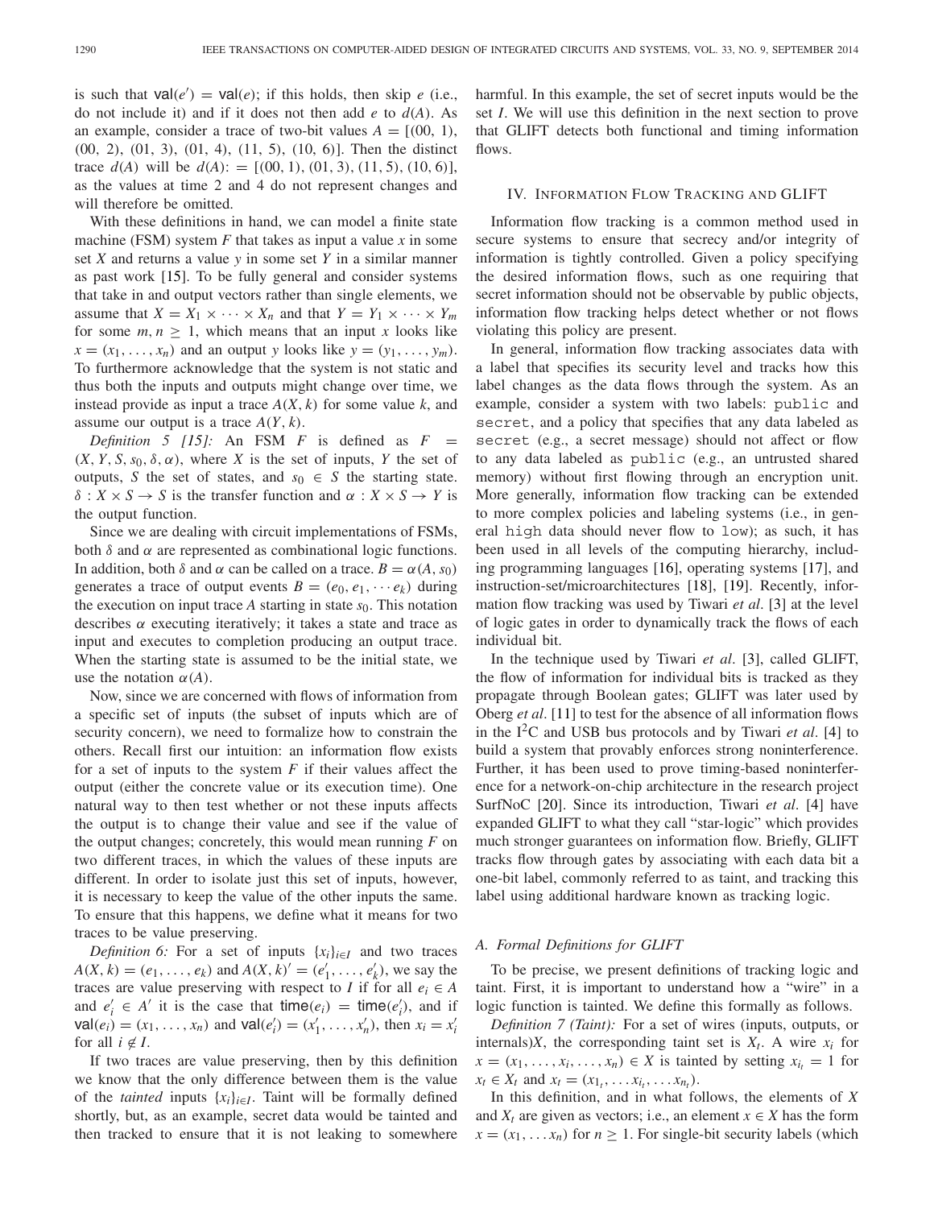is such that $\mathsf{val}(e') = \mathsf{val}(e)$; if this holds, then skip $e$ (i.e., do not include it) and if it does not then add $e$ to $d(A)$. As an example, consider a trace of two-bit values $A = [(00, 1), (00, 2), (01, 3), (01, 4), (11, 5), (10, 6)]$. Then the distinct trace $d(A)$ will be $d(A) := [(00, 1), (01, 3), (11, 5), (10, 6)]$, as the values at time 2 and 4 do not represent changes and will therefore be omitted.

With these definitions in hand, we can model a finite state machine (FSM) system $F$ that takes as input a value $x$ in some set $X$ and returns a value $y$ in some set $Y$ in a similar manner as past work [15]. To be fully general and consider systems that take in and output vectors rather than single elements, we assume that $X = X_1 \times \cdots \times X_n$ and that $Y = Y_1 \times \cdots \times Y_m$ for some $m, n \geq 1$, which means that an input $x$ looks like $x = (x_1, \ldots, x_n)$ and an output $y$ looks like $y = (y_1, \ldots, y_m)$. To furthermore acknowledge that the system is not static and thus both the inputs and outputs might change over time, we instead provide as input a trace $A(X, k)$ for some value $k$, and assume our output is a trace $A(Y, k)$.

*Definition 5 [15]:* An FSM $F$ is defined as $F = (X, Y, S, s_0, \delta, \alpha)$, where $X$ is the set of inputs, $Y$ the set of outputs, $S$ the set of states, and $s_0 \in S$ the starting state. $\delta : X \times S \rightarrow S$ is the transfer function and $\alpha : X \times S \rightarrow Y$ is the output function.

Since we are dealing with circuit implementations of FSMs, both $\delta$ and $\alpha$ are represented as combinational logic functions. In addition, both $\delta$ and $\alpha$ can be called on a trace. $B = \alpha(A, s_0)$ generates a trace of output events $B = (e_0, e_1, \cdots e_k)$ during the execution on input trace $A$ starting in $s_0$. This notation describes $\alpha$ executing iteratively; it takes a state and trace as input and executes to completion producing an output trace. When the starting state is assumed to be the initial state, we use the notation $\alpha(A)$.

Now, since we are concerned with flows of information from a specific set of inputs (the subset of inputs which are of security concern), we need to formalize how to constrain the others. Recall first our intuition: an information flow exists for a set of inputs to the system $F$ if their values affect the output (either the concrete value or its execution time). One natural way to then test whether or not these inputs affects the output is to change their value and see if the value of the output changes; concretely, this would mean running $F$ on two different traces, in which the values of these inputs are different. In order to isolate just this set of inputs, however, it is necessary to keep the value of the other inputs the same. To ensure that this happens, we define what it means for two traces to be value preserving.

*Definition 6:* For a set of inputs $\{x_i\}_{i \in I}$ and two traces $A(X, k) = (e_1, \ldots, e_k)$ and $A(X, k)' = (e'_1, \ldots, e'_k)$, we say the traces are value preserving with respect to $I$ if for all $e_i \in A$ and $e'_i \in A'$ it is the case that $\mathsf{time}(e_i) = \mathsf{time}(e'_i)$, and if $\mathsf{val}(e_i) = (x_1, \ldots, x_n)$ and $\mathsf{val}(e'_i) = (x'_1, \ldots, x'_n)$, then $x_i = x'_i$ for all $i \notin I$.

If two traces are value preserving, then by this definition we know that the only difference between them is the value of the *tainted* inputs $\{x_i\}_{i \in I}$. Taint will be formally defined shortly, but, as an example, secret data would be tainted and then tracked to ensure that it is not leaking to somewhere harmful. In this example, the set of secret inputs would be the set $I$. We will use this definition in the next section to prove that GLIFT detects both functional and timing information flows.

## IV. Information Flow Tracking and GLIFT

Information flow tracking is a common method used in secure systems to ensure that secrecy and/or integrity of information is tightly controlled. Given a policy specifying the desired information flows, such as one requiring that secret information should not be observable by public objects, information flow tracking helps detect whether or not flows violating this policy are present.

In general, information flow tracking associates data with a label that specifies its security level and tracks how this label changes as the data flows through the system. As an example, consider a system with two labels: `public` and `secret`, and a policy that specifies that any data labeled as `secret` (e.g., a secret message) should not affect or flow to any data labeled as `public` (e.g., an untrusted shared memory) without first flowing through an encryption unit. More generally, information flow tracking can be extended to more complex policies and labeling systems (i.e., in general `high` data should never flow to `low`); as such, it has been used in all levels of the computing hierarchy, including programming languages [16], operating systems [17], and instruction-set/microarchitectures [18], [19]. Recently, information flow tracking was used by Tiwari *et al*. [3] at the level of logic gates in order to dynamically track the flows of each individual bit.

In the technique used by Tiwari *et al*. [3], called GLIFT, the flow of information for individual bits is tracked as they propagate through Boolean gates; GLIFT was later used by Oberg *et al*. [11] to test for the absence of all information flows in the $I^2C$ and USB bus protocols and by Tiwari *et al*. [4] to build a system that provably enforces strong noninterference. Further, it has been used to prove timing-based noninterference for a network-on-chip architecture in the research project SurfNoC [20]. Since its introduction, Tiwari *et al*. [4] have expanded GLIFT to what they call "star-logic" which provides much stronger guarantees on information flow. Briefly, GLIFT tracks flow through gates by associating with each data bit a one-bit label, commonly referred to as taint, and tracking this label using additional hardware known as tracking logic.

### A. Formal Definitions for GLIFT

To be precise, we present definitions of tracking logic and taint. First, it is important to understand how a "wire" in a logic function is tainted. We define this formally as follows.

*Definition 7 (Taint):* For a set of wires (inputs, outputs, or internals)$X$, the corresponding taint set is $X_t$. A wire $x_i$ for $x = (x_1, \ldots, x_i, \ldots, x_n) \in X$ is tainted by setting $x_{i_t} = 1$ for $x_t \in X_t$ and $x_t = (x_{1_t}, \ldots x_{i_t}, \ldots x_{n_t})$.

In this definition, and in what follows, the elements of $X$ and $X_t$ are given as vectors; i.e., an element $x \in X$ has the form $x = (x_1, \ldots x_n)$ for $n \geq 1$. For single-bit security labels (which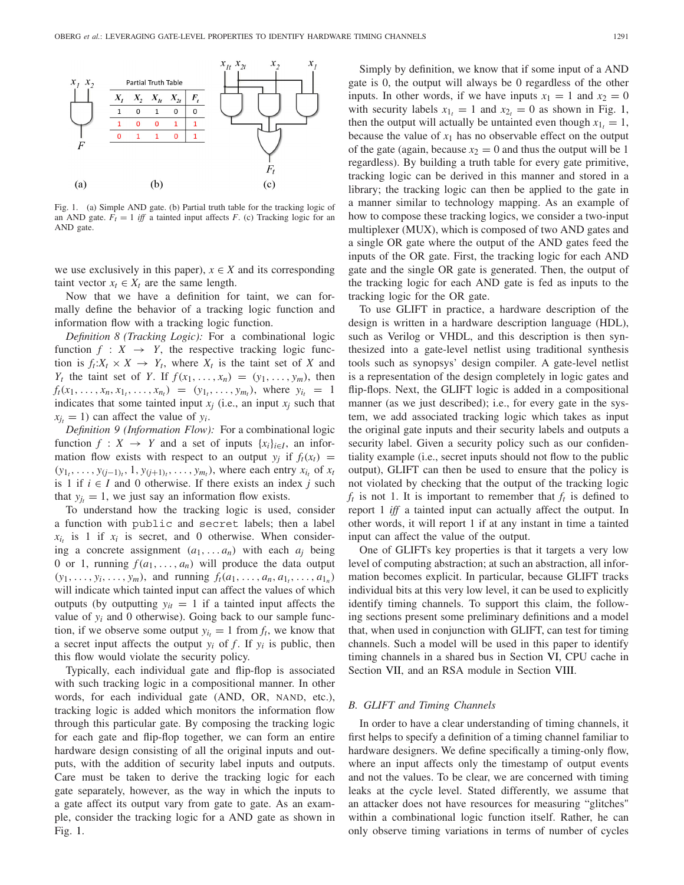Partial Truth Table

| $X_1$ | $X_2$ | $X_{1t}$ | $X_{2t}$ | $F_t$ |
|---|---|---|---|---|
| 1 | 0 | 1 | 0 | 0 |
| 1 | 0 | 0 | 1 | 1 |
| 0 | 1 | 1 | 0 | 1 |

Fig. 1. (a) Simple AND gate. (b) Partial truth table for the tracking logic of an AND gate. $F_t = 1$ *iff* a tainted input affects $F$. (c) Tracking logic for an AND gate.

we use exclusively in this paper), $x \in X$ and its corresponding taint vector $x_t \in X_t$ are the same length.

Now that we have a definition for taint, we can formally define the behavior of a tracking logic function and information flow with a tracking logic function.

*Definition 8 (Tracking Logic):* For a combinational logic function $f : X \to Y$, the respective tracking logic function is $f_t{:}X_t \times X \to Y_t$, where $X_t$ is the taint set of $X$ and $Y_t$ the taint set of $Y$. If $f(x_1, \ldots, x_n) = (y_1, \ldots, y_m)$, then $f_t(x_1, \ldots, x_n, x_{1_t}, \ldots, x_{n_t}) = (y_{1_t}, \ldots, y_{m_t})$, where $y_{i_t} = 1$ indicates that some tainted input $x_j$ (i.e., an input $x_j$ such that $x_{j_t} = 1$) can affect the value of $y_i$.

*Definition 9 (Information Flow):* For a combinational logic function $f : X \to Y$ and a set of inputs $\{x_i\}_{i \in I}$, an information flow exists with respect to an output $y_j$ if $f_t(x_t) = (y_{1_t}, \ldots, y_{(j-1)_t}, 1, y_{(j+1)_t}, \ldots, y_{m_t})$, where each entry $x_{i_t}$ of $x_t$ is 1 if $i \in I$ and 0 otherwise. If there exists an index $j$ such that $y_{j_t} = 1$, we just say an information flow exists.

To understand how the tracking logic is used, consider a function with public and secret labels; then a label $x_{i_t}$ is 1 if $x_i$ is secret, and 0 otherwise. When considering a concrete assignment $(a_1, \ldots a_n)$ with each $a_j$ being 0 or 1, running $f(a_1, \ldots, a_n)$ will produce the data output $(y_1, \ldots, y_i, \ldots, y_m)$, and running $f_t(a_1, \ldots, a_n, a_{1_t}, \ldots, a_{1_n})$ will indicate which tainted input can affect the values of which outputs (by outputting $y_{it} = 1$ if a tainted input affects the value of $y_i$ and 0 otherwise). Going back to our sample function, if we observe some output $y_{i_t} = 1$ from $f_t$, we know that a secret input affects the output $y_i$ of $f$. If $y_i$ is public, then this flow would violate the security policy.

Typically, each individual gate and flip-flop is associated with such tracking logic in a compositional manner. In other words, for each individual gate (AND, OR, NAND, etc.), tracking logic is added which monitors the information flow through this particular gate. By composing the tracking logic for each gate and flip-flop together, we can form an entire hardware design consisting of all the original inputs and outputs, with the addition of security label inputs and outputs. Care must be taken to derive the tracking logic for each gate separately, however, as the way in which the inputs to a gate affect its output vary from gate to gate. As an example, consider the tracking logic for a AND gate as shown in Fig. 1.

Simply by definition, we know that if some input of a AND gate is 0, the output will always be 0 regardless of the other inputs. In other words, if we have inputs $x_1 = 1$ and $x_2 = 0$ with security labels $x_{1_t} = 1$ and $x_{2_t} = 0$ as shown in Fig. 1, then the output will actually be untainted even though $x_{1_t} = 1$, because the value of $x_1$ has no observable effect on the output of the gate (again, because $x_2 = 0$ and thus the output will be 1 regardless). By building a truth table for every gate primitive, tracking logic can be derived in this manner and stored in a library; the tracking logic can then be applied to the gate in a manner similar to technology mapping. As an example of how to compose these tracking logics, we consider a two-input multiplexer (MUX), which is composed of two AND gates and a single OR gate where the output of the AND gates feed the inputs of the OR gate. First, the tracking logic for each AND gate and the single OR gate is generated. Then, the output of the tracking logic for each AND gate is fed as inputs to the tracking logic for the OR gate.

To use GLIFT in practice, a hardware description of the design is written in a hardware description language (HDL), such as Verilog or VHDL, and this description is then synthesized into a gate-level netlist using traditional synthesis tools such as synopsys' design compiler. A gate-level netlist is a representation of the design completely in logic gates and flip-flops. Next, the GLIFT logic is added in a compositional manner (as we just described); i.e., for every gate in the system, we add associated tracking logic which takes as input the original gate inputs and their security labels and outputs a security label. Given a security policy such as our confidentiality example (i.e., secret inputs should not flow to the public output), GLIFT can then be used to ensure that the policy is not violated by checking that the output of the tracking logic $f_t$ is not 1. It is important to remember that $f_t$ is defined to report 1 *iff* a tainted input can actually affect the output. In other words, it will report 1 if at any instant in time a tainted input can affect the value of the output.

One of GLIFTs key properties is that it targets a very low level of computing abstraction; at such an abstraction, all information becomes explicit. In particular, because GLIFT tracks individual bits at this very low level, it can be used to explicitly identify timing channels. To support this claim, the following sections present some preliminary definitions and a model that, when used in conjunction with GLIFT, can test for timing channels. Such a model will be used in this paper to identify timing channels in a shared bus in Section VI, CPU cache in Section VII, and an RSA module in Section VIII.

### *B. GLIFT and Timing Channels*

In order to have a clear understanding of timing channels, it first helps to specify a definition of a timing channel familiar to hardware designers. We define specifically a timing-only flow, where an input affects only the timestamp of output events and not the values. To be clear, we are concerned with timing leaks at the cycle level. Stated differently, we assume that an attacker does not have resources for measuring "glitches" within a combinational logic function itself. Rather, he can only observe timing variations in terms of number of cycles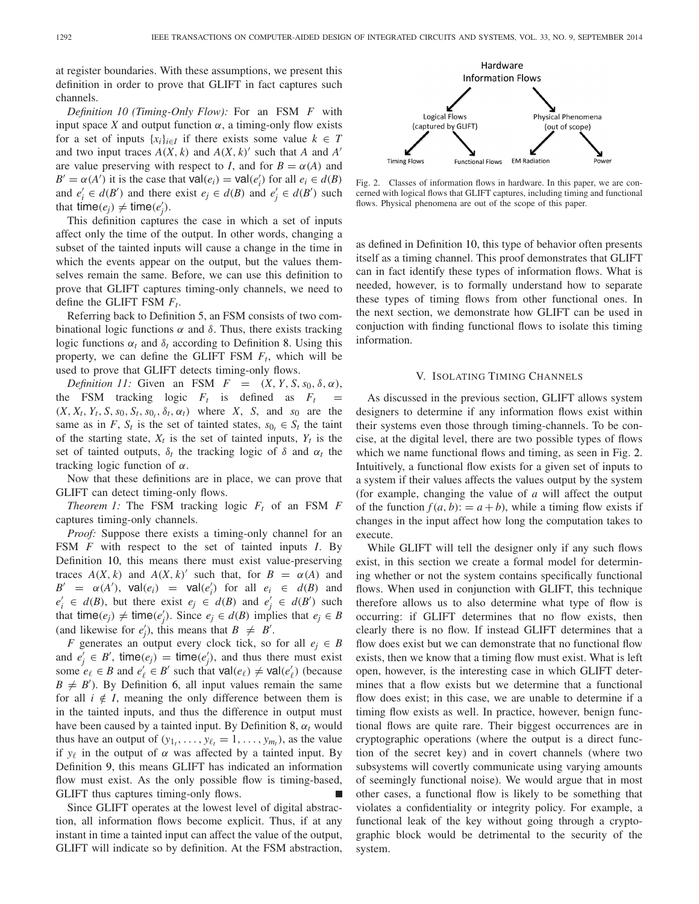at register boundaries. With these assumptions, we present this definition in order to prove that GLIFT in fact captures such channels.

*Definition 10 (Timing-Only Flow):* For an FSM $F$ with input space $X$ and output function $\alpha$, a timing-only flow exists for a set of inputs $\{x_i\}_{i \in I}$ if there exists some value $k \in T$ and two input traces $A(X, k)$ and $A(X, k)'$ such that $A$ and $A'$ are value preserving with respect to $I$, and for $B = \alpha(A)$ and $B' = \alpha(A')$ it is the case that $\mathsf{val}(e_i) = \mathsf{val}(e_i')$ for all $e_i \in d(B)$ and $e_i' \in d(B')$ and there exist $e_j \in d(B)$ and $e_j' \in d(B')$ such that $\mathsf{time}(e_j) \neq \mathsf{time}(e_j')$.

This definition captures the case in which a set of inputs affect only the time of the output. In other words, changing a subset of the tainted inputs will cause a change in the time in which the events appear on the output, but the values themselves remain the same. Before, we can use this definition to prove that GLIFT captures timing-only channels, we need to define the GLIFT FSM $F_t$.

Referring back to Definition 5, an FSM consists of two combinational logic functions $\alpha$ and $\delta$. Thus, there exists tracking logic functions $\alpha_t$ and $\delta_t$ according to Definition 8. Using this property, we can define the GLIFT FSM $F_t$, which will be used to prove that GLIFT detects timing-only flows.

*Definition 11:* Given an FSM $F = (X, Y, S, s_0, \delta, \alpha)$, the FSM tracking logic $F_t$ is defined as $F_t = (X, X_t, Y_t, S, s_0, S_t, s_{0_t}, \delta_t, \alpha_t)$ where $X$, $S$, and $s_0$ are the same as in $F$, $S_t$ is the set of tainted states, $s_{0_t} \in S_t$ the taint of the starting state, $X_t$ is the set of tainted inputs, $Y_t$ is the set of tainted outputs, $\delta_t$ the tracking logic of $\delta$ and $\alpha_t$ the tracking logic function of $\alpha$.

Now that these definitions are in place, we can prove that GLIFT can detect timing-only flows.

*Theorem 1:* The FSM tracking logic $F_t$ of an FSM $F$ captures timing-only channels.

*Proof:* Suppose there exists a timing-only channel for an FSM $F$ with respect to the set of tainted inputs $I$. By Definition 10, this means there must exist value-preserving traces $A(X, k)$ and $A(X, k)'$ such that, for $B = \alpha(A)$ and $B' = \alpha(A')$, $\mathsf{val}(e_i) = \mathsf{val}(e_i')$ for all $e_i \in d(B)$ and $e_i' \in d(B)$, but there exist $e_j \in d(B)$ and $e_j' \in d(B')$ such that $\mathsf{time}(e_j) \neq \mathsf{time}(e_j')$. Since $e_j \in d(B)$ implies that $e_j \in B$ (and likewise for $e_j'$), this means that $B \neq B'$.

$F$ generates an output every clock tick, so for all $e_j \in B$ and $e_j' \in B'$, $\mathsf{time}(e_j) = \mathsf{time}(e_j')$, and thus there must exist some $e_\ell \in B$ and $e_\ell' \in B'$ such that $\mathsf{val}(e_\ell) \neq \mathsf{val}(e_\ell')$ (because $B \neq B'$). By Definition 6, all input values remain the same for all $i \notin I$, meaning the only difference between them is in the tainted inputs, and thus the difference in output must have been caused by a tainted input. By Definition 8, $\alpha_t$ would thus have an output of $(y_{1_t}, \ldots, y_{\ell_t} = 1, \ldots, y_{m_t})$, as the value if $y_\ell$ in the output of $\alpha$ was affected by a tainted input. By Definition 9, this means GLIFT has indicated an information flow must exist. As the only possible flow is timing-based, GLIFT thus captures timing-only flows. ∎

Since GLIFT operates at the lowest level of digital abstraction, all information flows become explicit. Thus, if at any instant in time a tainted input can affect the value of the output, GLIFT will indicate so by definition. At the FSM abstraction, as defined in Definition 10, this type of behavior often presents itself as a timing channel. This proof demonstrates that GLIFT can in fact identify these types of information flows. What is needed, however, is to formally understand how to separate these types of timing flows from other functional ones. In the next section, we demonstrate how GLIFT can be used in conjuction with finding functional flows to isolate this timing information.

Fig. 2. Classes of information flows in hardware. In this paper, we are concerned with logical flows that GLIFT captures, including timing and functional flows. Physical phenomena are out of the scope of this paper.

## V. Isolating Timing Channels

As discussed in the previous section, GLIFT allows system designers to determine if any information flows exist within their systems even those through timing-channels. To be concise, at the digital level, there are two possible types of flows which we name functional flows and timing, as seen in Fig. 2. Intuitively, a functional flow exists for a given set of inputs to a system if their values affects the values output by the system (for example, changing the value of $a$ will affect the output of the function $f(a, b) := a + b$), while a timing flow exists if changes in the input affect how long the computation takes to execute.

While GLIFT will tell the designer only if any such flows exist, in this section we create a formal model for determining whether or not the system contains specifically functional flows. When used in conjunction with GLIFT, this technique therefore allows us to also determine what type of flow is occurring: if GLIFT determines that no flow exists, then clearly there is no flow. If instead GLIFT determines that a flow does exist but we can demonstrate that no functional flow exists, then we know that a timing flow must exist. What is left open, however, is the interesting case in which GLIFT determines that a flow exists but we determine that a functional flow does exist; in this case, we are unable to determine if a timing flow exists as well. In practice, however, benign functional flows are quite rare. Their biggest occurrences are in cryptographic operations (where the output is a direct function of the secret key) and in covert channels (where two subsystems will covertly communicate using varying amounts of seemingly functional noise). We would argue that in most other cases, a functional flow is likely to be something that violates a confidentiality or integrity policy. For example, a functional leak of the key without going through a cryptographic block would be detrimental to the security of the system.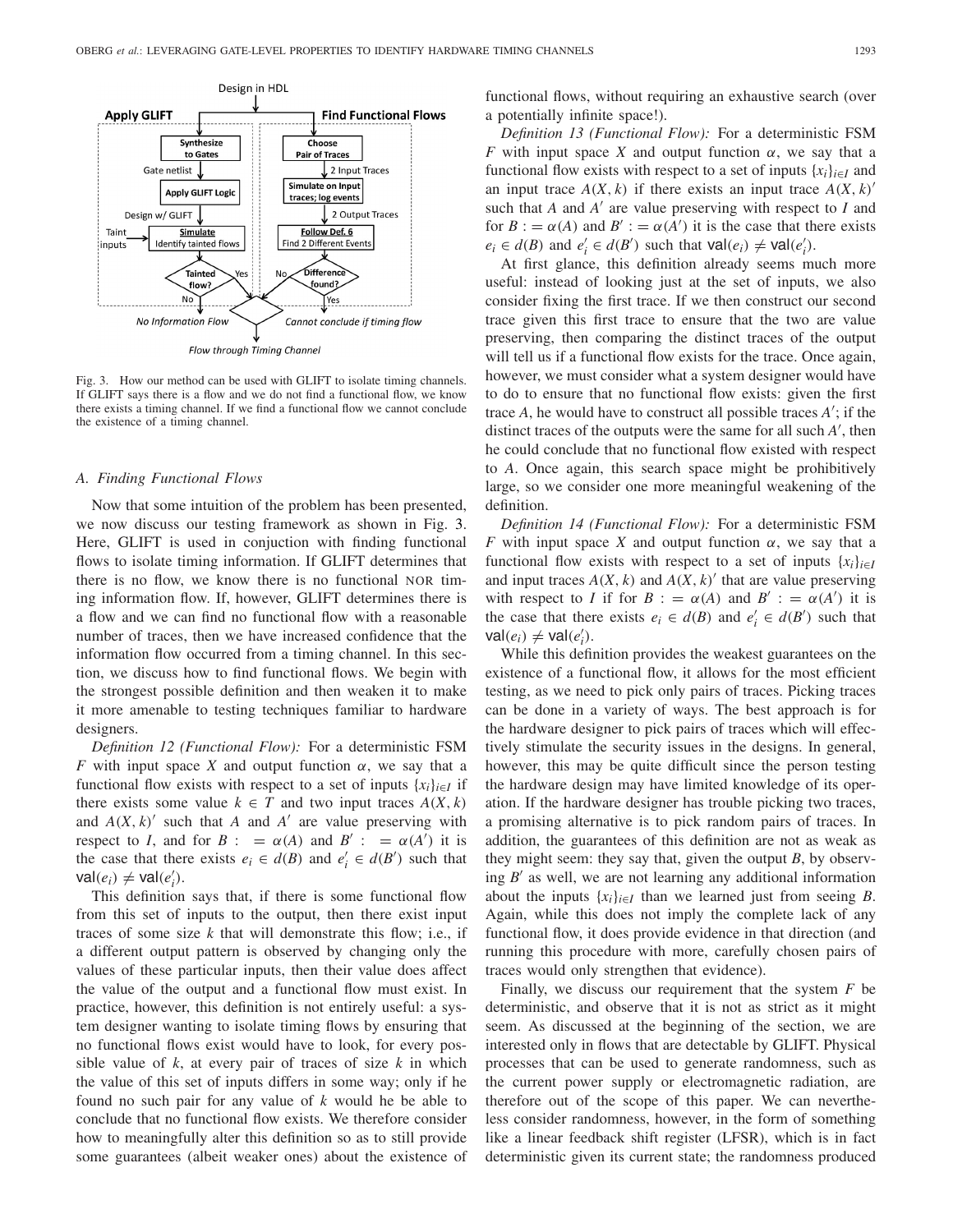Fig. 3. How our method can be used with GLIFT to isolate timing channels. If GLIFT says there is a flow and we do not find a functional flow, we know there exists a timing channel. If we find a functional flow we cannot conclude the existence of a timing channel.

### A. Finding Functional Flows

Now that some intuition of the problem has been presented, we now discuss our testing framework as shown in Fig. 3. Here, GLIFT is used in conjuction with finding functional flows to isolate timing information. If GLIFT determines that there is no flow, we know there is no functional NOR timing information flow. If, however, GLIFT determines there is a flow and we can find no functional flow with a reasonable number of traces, then we have increased confidence that the information flow occurred from a timing channel. In this section, we discuss how to find functional flows. We begin with the strongest possible definition and then weaken it to make it more amenable to testing techniques familiar to hardware designers.

*Definition 12 (Functional Flow):* For a deterministic FSM $F$ with input space $X$ and output function $\alpha$, we say that a functional flow exists with respect to a set of inputs $\{x_i\}_{i \in I}$ if there exists some value $k \in T$ and two input traces $A(X, k)$ and $A(X, k)'$ such that $A$ and $A'$ are value preserving with respect to $I$, and for $B := \alpha(A)$ and $B' := \alpha(A')$ it is the case that there exists $e_i \in d(B)$ and $e_i' \in d(B')$ such that $\mathsf{val}(e_i) \neq \mathsf{val}(e_i')$.

This definition says that, if there is some functional flow from this set of inputs to the output, then there exist input traces of some size $k$ that will demonstrate this flow; i.e., if a different output pattern is observed by changing only the values of these particular inputs, then their value does affect the value of the output and a functional flow must exist. In practice, however, this definition is not entirely useful: a system designer wanting to isolate timing flows by ensuring that no functional flows exist would have to look, for every possible value of $k$, at every pair of traces of size $k$ in which the value of this set of inputs differs in some way; only if he found no such pair for any value of $k$ would he be able to conclude that no functional flow exists. We therefore consider how to meaningfully alter this definition so as to still provide some guarantees (albeit weaker ones) about the existence of functional flows, without requiring an exhaustive search (over a potentially infinite space!).

*Definition 13 (Functional Flow):* For a deterministic FSM $F$ with input space $X$ and output function $\alpha$, we say that a functional flow exists with respect to a set of inputs $\{x_i\}_{i \in I}$ and an input trace $A(X, k)$ if there exists an input trace $A(X, k)'$ such that $A$ and $A'$ are value preserving with respect to $I$ and for $B := \alpha(A)$ and $B' := \alpha(A')$ it is the case that there exists $e_i \in d(B)$ and $e_i' \in d(B')$ such that $\mathsf{val}(e_i) \neq \mathsf{val}(e_i')$.

At first glance, this definition already seems much more useful: instead of looking just at the set of inputs, we also consider fixing the first trace. If we then construct our second trace given this first trace to ensure that the two are value preserving, then comparing the distinct traces of the output will tell us if a functional flow exists for the trace. Once again, however, we must consider what a system designer would have to do to ensure that no functional flow exists: given the first trace $A$, he would have to construct all possible traces $A'$; if the distinct traces of the outputs were the same for all such $A'$, then he could conclude that no functional flow existed with respect to $A$. Once again, this search space might be prohibitively large, so we consider one more meaningful weakening of the definition.

*Definition 14 (Functional Flow):* For a deterministic FSM $F$ with input space $X$ and output function $\alpha$, we say that a functional flow exists with respect to a set of inputs $\{x_i\}_{i \in I}$ and input traces $A(X, k)$ and $A(X, k)'$ that are value preserving with respect to $I$ if for $B := \alpha(A)$ and $B' := \alpha(A')$ it is the case that there exists $e_i \in d(B)$ and $e_i' \in d(B')$ such that $\mathsf{val}(e_i) \neq \mathsf{val}(e_i')$.

While this definition provides the weakest guarantees on the existence of a functional flow, it allows for the most efficient testing, as we need to pick only pairs of traces. Picking traces can be done in a variety of ways. The best approach is for the hardware designer to pick pairs of traces which will effectively stimulate the security issues in the designs. In general, however, this may be quite difficult since the person testing the hardware design may have limited knowledge of its operation. If the hardware designer has trouble picking two traces, a promising alternative is to pick random pairs of traces. In addition, the guarantees of this definition are not as weak as they might seem: they say that, given the output $B$, by observing $B'$ as well, we are not learning any additional information about the inputs $\{x_i\}_{i \in I}$ than we learned just from seeing $B$. Again, while this does not imply the complete lack of any functional flow, it does provide evidence in that direction (and running this procedure with more, carefully chosen pairs of traces would only strengthen that evidence).

Finally, we discuss our requirement that the system $F$ be deterministic, and observe that it is not as strict as it might seem. As discussed at the beginning of the section, we are interested only in flows that are detectable by GLIFT. Physical processes that can be used to generate randomness, such as the current power supply or electromagnetic radiation, are therefore out of the scope of this paper. We can nevertheless consider randomness, however, in the form of something like a linear feedback shift register (LFSR), which is in fact deterministic given its current state; the randomness produced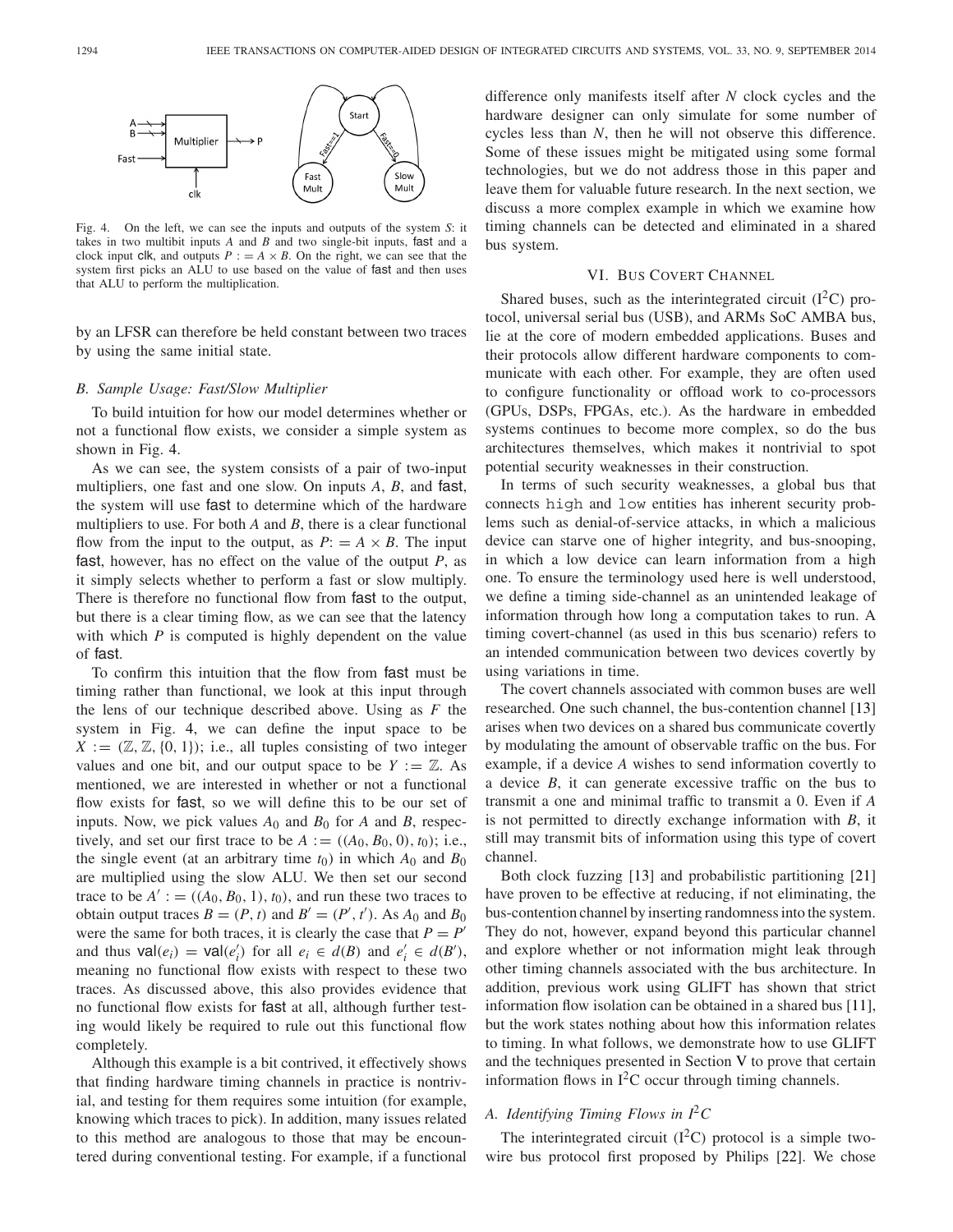Fig. 4. On the left, we can see the inputs and outputs of the system *S*: it takes in two multibit inputs *A* and *B* and two single-bit inputs, fast and a clock input clk, and outputs $P := A \times B$. On the right, we can see that the system first picks an ALU to use based on the value of fast and then uses that ALU to perform the multiplication.

by an LFSR can therefore be held constant between two traces by using the same initial state.

### *B. Sample Usage: Fast/Slow Multiplier*

To build intuition for how our model determines whether or not a functional flow exists, we consider a simple system as shown in Fig. 4.

As we can see, the system consists of a pair of two-input multipliers, one fast and one slow. On inputs *A*, *B*, and fast, the system will use fast to determine which of the hardware multipliers to use. For both *A* and *B*, there is a clear functional flow from the input to the output, as $P := A \times B$. The input fast, however, has no effect on the value of the output *P*, as it simply selects whether to perform a fast or slow multiply. There is therefore no functional flow from fast to the output, but there is a clear timing flow, as we can see that the latency with which *P* is computed is highly dependent on the value of fast.

To confirm this intuition that the flow from fast must be timing rather than functional, we look at this input through the lens of our technique described above. Using as *F* the system in Fig. 4, we can define the input space to be $X := (\mathbb{Z}, \mathbb{Z}, \{0, 1\})$; i.e., all tuples consisting of two integer values and one bit, and our output space to be $Y := \mathbb{Z}$. As mentioned, we are interested in whether or not a functional flow exists for fast, so we will define this to be our set of inputs. Now, we pick values $A_0$ and $B_0$ for *A* and *B*, respectively, and set our first trace to be $A := ((A_0, B_0, 0), t_0)$; i.e., the single event (at an arbitrary time $t_0$) in which $A_0$ and $B_0$ are multiplied using the slow ALU. We then set our second trace to be $A' := ((A_0, B_0, 1), t_0)$, and run these two traces to obtain output traces $B = (P, t)$ and $B' = (P', t')$. As $A_0$ and $B_0$ were the same for both traces, it is clearly the case that $P = P'$ and thus $\mathsf{val}(e_i) = \mathsf{val}(e_i')$ for all $e_i \in d(B)$ and $e_i' \in d(B')$, meaning no functional flow exists with respect to these two traces. As discussed above, this also provides evidence that no functional flow exists for fast at all, although further testing would likely be required to rule out this functional flow completely.

Although this example is a bit contrived, it effectively shows that finding hardware timing channels in practice is nontrivial, and testing for them requires some intuition (for example, knowing which traces to pick). In addition, many issues related to this method are analogous to those that may be encountered during conventional testing. For example, if a functional difference only manifests itself after *N* clock cycles and the hardware designer can only simulate for some number of cycles less than *N*, then he will not observe this difference. Some of these issues might be mitigated using some formal technologies, but we do not address those in this paper and leave them for valuable future research. In the next section, we discuss a more complex example in which we examine how timing channels can be detected and eliminated in a shared bus system.

## VI. Bus Covert Channel

Shared buses, such as the interintegrated circuit ($I^2C$) protocol, universal serial bus (USB), and ARMs SoC AMBA bus, lie at the core of modern embedded applications. Buses and their protocols allow different hardware components to communicate with each other. For example, they are often used to configure functionality or offload work to co-processors (GPUs, DSPs, FPGAs, etc.). As the hardware in embedded systems continues to become more complex, so do the bus architectures themselves, which makes it nontrivial to spot potential security weaknesses in their construction.

In terms of such security weaknesses, a global bus that connects `high` and `low` entities has inherent security problems such as denial-of-service attacks, in which a malicious device can starve one of higher integrity, and bus-snooping, in which a low device can learn information from a high one. To ensure the terminology used here is well understood, we define a timing side-channel as an unintended leakage of information through how long a computation takes to run. A timing covert-channel (as used in this bus scenario) refers to an intended communication between two devices covertly by using variations in time.

The covert channels associated with common buses are well researched. One such channel, the bus-contention channel [13] arises when two devices on a shared bus communicate covertly by modulating the amount of observable traffic on the bus. For example, if a device *A* wishes to send information covertly to a device *B*, it can generate excessive traffic on the bus to transmit a one and minimal traffic to transmit a 0. Even if *A* is not permitted to directly exchange information with *B*, it still may transmit bits of information using this type of covert channel.

Both clock fuzzing [13] and probabilistic partitioning [21] have proven to be effective at reducing, if not eliminating, the bus-contention channel by inserting randomness into the system. They do not, however, expand beyond this particular channel and explore whether or not information might leak through other timing channels associated with the bus architecture. In addition, previous work using GLIFT has shown that strict information flow isolation can be obtained in a shared bus [11], but the work states nothing about how this information relates to timing. In what follows, we demonstrate how to use GLIFT and the techniques presented in Section V to prove that certain information flows in $I^2C$ occur through timing channels.

### *A. Identifying Timing Flows in $I^2C$*

The interintegrated circuit ($I^2C$) protocol is a simple two-wire bus protocol first proposed by Philips [22]. We chose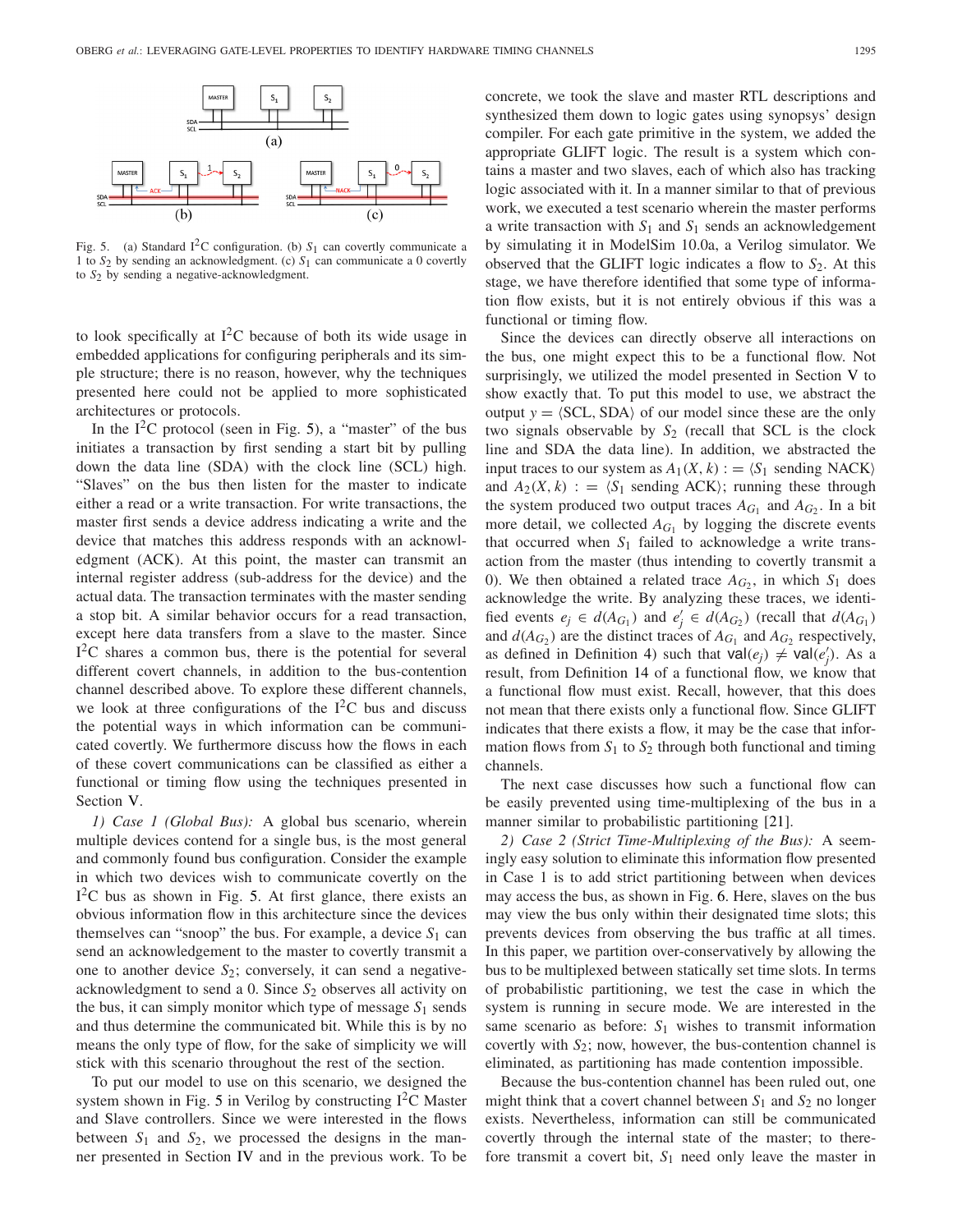Fig. 5. (a) Standard I$^2$C configuration. (b) $S_1$ can covertly communicate a 1 to $S_2$ by sending an acknowledgment. (c) $S_1$ can communicate a 0 covertly to $S_2$ by sending a negative-acknowledgment.

to look specifically at I$^2$C because of both its wide usage in embedded applications for configuring peripherals and its simple structure; there is no reason, however, why the techniques presented here could not be applied to more sophisticated architectures or protocols.

In the I$^2$C protocol (seen in Fig. 5), a "master" of the bus initiates a transaction by first sending a start bit by pulling down the data line (SDA) with the clock line (SCL) high. "Slaves" on the bus then listen for the master to indicate either a read or a write transaction. For write transactions, the master first sends a device address indicating a write and the device that matches this address responds with an acknowledgment (ACK). At this point, the master can transmit an internal register address (sub-address for the device) and the actual data. The transaction terminates with the master sending a stop bit. A similar behavior occurs for a read transaction, except here data transfers from a slave to the master. Since I$^2$C shares a common bus, there is the potential for several different covert channels, in addition to the bus-contention channel described above. To explore these different channels, we look at three configurations of the I$^2$C bus and discuss the potential ways in which information can be communicated covertly. We furthermore discuss how the flows in each of these covert communications can be classified as either a functional or timing flow using the techniques presented in Section V.

*1) Case 1 (Global Bus):* A global bus scenario, wherein multiple devices contend for a single bus, is the most general and commonly found bus configuration. Consider the example in which two devices wish to communicate covertly on the I$^2$C bus as shown in Fig. 5. At first glance, there exists an obvious information flow in this architecture since the devices themselves can "snoop" the bus. For example, a device $S_1$ can send an acknowledgement to the master to covertly transmit a one to another device $S_2$; conversely, it can send a negative-acknowledgment to send a 0. Since $S_2$ observes all activity on the bus, it can simply monitor which type of message $S_1$ sends and thus determine the communicated bit. While this is by no means the only type of flow, for the sake of simplicity we will stick with this scenario throughout the rest of the section.

To put our model to use on this scenario, we designed the system shown in Fig. 5 in Verilog by constructing I$^2$C Master and Slave controllers. Since we were interested in the flows between $S_1$ and $S_2$, we processed the designs in the manner presented in Section IV and in the previous work. To be concrete, we took the slave and master RTL descriptions and synthesized them down to logic gates using synopsys' design compiler. For each gate primitive in the system, we added the appropriate GLIFT logic. The result is a system which contains a master and two slaves, each of which also has tracking logic associated with it. In a manner similar to that of previous work, we executed a test scenario wherein the master performs a write transaction with $S_1$ and $S_1$ sends an acknowledgement by simulating it in ModelSim 10.0a, a Verilog simulator. We observed that the GLIFT logic indicates a flow to $S_2$. At this stage, we have therefore identified that some type of information flow exists, but it is not entirely obvious if this was a functional or timing flow.

Since the devices can directly observe all interactions on the bus, one might expect this to be a functional flow. Not surprisingly, we utilized the model presented in Section V to show exactly that. To put this model to use, we abstract the output $y = \langle \text{SCL}, \text{SDA} \rangle$ of our model since these are the only two signals observable by $S_2$ (recall that SCL is the clock line and SDA the data line). In addition, we abstracted the input traces to our system as $A_1(X, k) := \langle S_1 \text{ sending NACK} \rangle$ and $A_2(X, k) := \langle S_1 \text{ sending ACK} \rangle$; running these through the system produced two output traces $A_{G_1}$ and $A_{G_2}$. In a bit more detail, we collected $A_{G_1}$ by logging the discrete events that occurred when $S_1$ failed to acknowledge a write transaction from the master (thus intending to covertly transmit a 0). We then obtained a related trace $A_{G_2}$, in which $S_1$ does acknowledge the write. By analyzing these traces, we identified events $e_j \in d(A_{G_1})$ and $e'_j \in d(A_{G_2})$ (recall that $d(A_{G_1})$ and $d(A_{G_2})$ are the distinct traces of $A_{G_1}$ and $A_{G_2}$ respectively, as defined in Definition 4) such that $\mathsf{val}(e_j) \neq \mathsf{val}(e'_j)$. As a result, from Definition 14 of a functional flow, we know that a functional flow must exist. Recall, however, that this does not mean that there exists only a functional flow. Since GLIFT indicates that there exists a flow, it may be the case that information flows from $S_1$ to $S_2$ through both functional and timing channels.

The next case discusses how such a functional flow can be easily prevented using time-multiplexing of the bus in a manner similar to probabilistic partitioning [21].

*2) Case 2 (Strict Time-Multiplexing of the Bus):* A seemingly easy solution to eliminate this information flow presented in Case 1 is to add strict partitioning between when devices may access the bus, as shown in Fig. 6. Here, slaves on the bus may view the bus only within their designated time slots; this prevents devices from observing the bus traffic at all times. In this paper, we partition over-conservatively by allowing the bus to be multiplexed between statically set time slots. In terms of probabilistic partitioning, we test the case in which the system is running in secure mode. We are interested in the same scenario as before: $S_1$ wishes to transmit information covertly with $S_2$; now, however, the bus-contention channel is eliminated, as partitioning has made contention impossible.

Because the bus-contention channel has been ruled out, one might think that a covert channel between $S_1$ and $S_2$ no longer exists. Nevertheless, information can still be communicated covertly through the internal state of the master; to therefore transmit a covert bit, $S_1$ need only leave the master in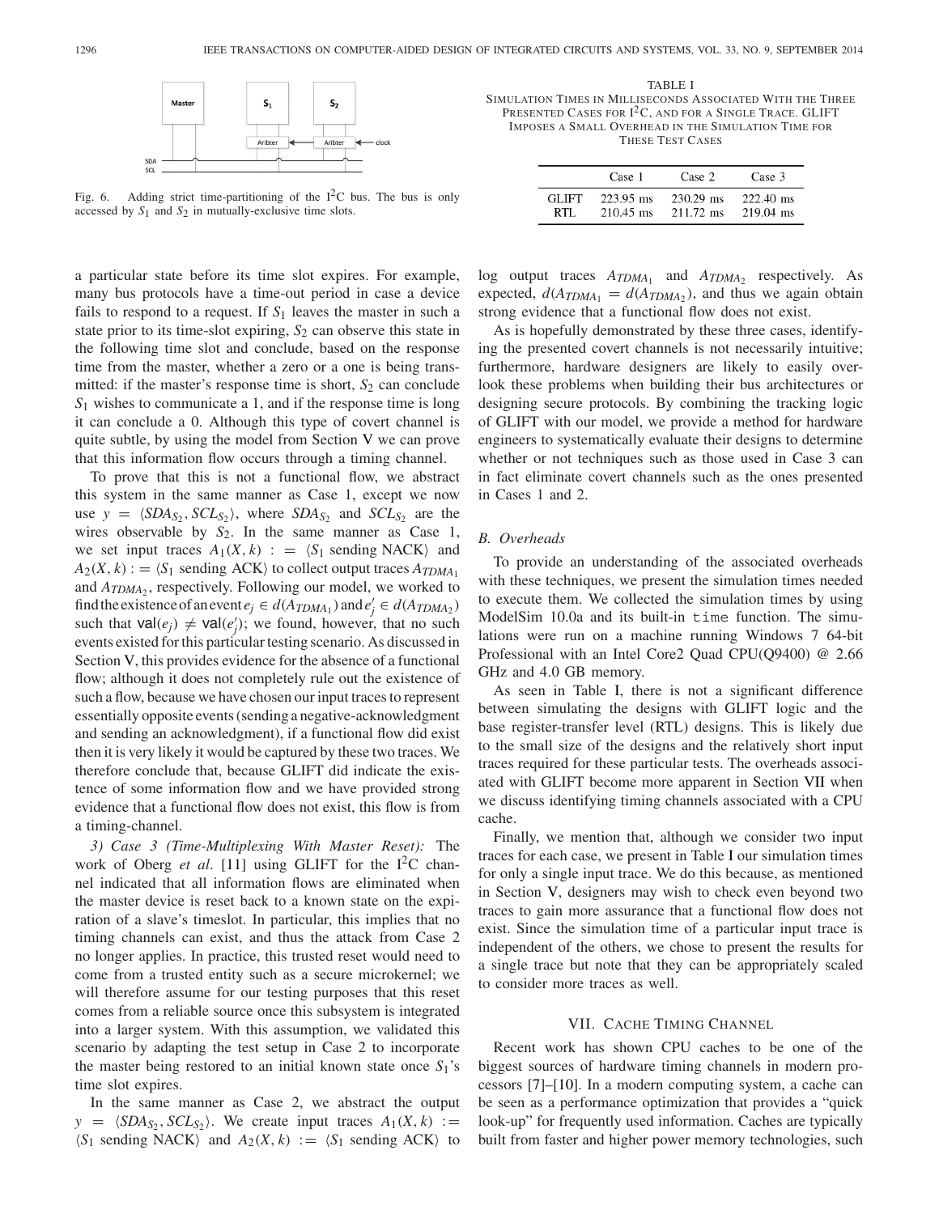Fig. 6. Adding strict time-partitioning of the I$^2$C bus. The bus is only accessed by $S_1$ and $S_2$ in mutually-exclusive time slots.

a particular state before its time slot expires. For example, many bus protocols have a time-out period in case a device fails to respond to a request. If $S_1$ leaves the master in such a state prior to its time-slot expiring, $S_2$ can observe this state in the following time slot and conclude, based on the response time from the master, whether a zero or a one is being transmitted: if the master's response time is short, $S_2$ can conclude $S_1$ wishes to communicate a 1, and if the response time is long it can conclude a 0. Although this type of covert channel is quite subtle, by using the model from Section V we can prove that this information flow occurs through a timing channel.

To prove that this is not a functional flow, we abstract this system in the same manner as Case 1, except we now use $y = \langle SDA_{S_2}, SCL_{S_2} \rangle$, where $SDA_{S_2}$ and $SCL_{S_2}$ are the wires observable by $S_2$. In the same manner as Case 1, we set input traces $A_1(X, k) := \langle S_1 \text{ sending NACK} \rangle$ and $A_2(X, k) := \langle S_1 \text{ sending ACK} \rangle$ to collect output traces $A_{TDMA_1}$ and $A_{TDMA_2}$, respectively. Following our model, we worked to find the existence of an event $e_j \in d(A_{TDMA_1})$ and $e'_j \in d(A_{TDMA_2})$ such that $\mathsf{val}(e_j) \neq \mathsf{val}(e'_j)$; we found, however, that no such events existed for this particular testing scenario. As discussed in Section V, this provides evidence for the absence of a functional flow; although it does not completely rule out the existence of such a flow, because we have chosen our input traces to represent essentially opposite events (sending a negative-acknowledgment and sending an acknowledgment), if a functional flow did exist then it is very likely it would be captured by these two traces. We therefore conclude that, because GLIFT did indicate the existence of some information flow and we have provided strong evidence that a functional flow does not exist, this flow is from a timing-channel.

*3) Case 3 (Time-Multiplexing With Master Reset):* The work of Oberg *et al.* [11] using GLIFT for the I$^2$C channel indicated that all information flows are eliminated when the master device is reset back to a known state on the expiration of a slave's timeslot. In particular, this implies that no timing channels can exist, and thus the attack from Case 2 no longer applies. In practice, this trusted reset would need to come from a trusted entity such as a secure microkernel; we will therefore assume for our testing purposes that this reset comes from a reliable source once this subsystem is integrated into a larger system. With this assumption, we validated this scenario by adapting the test setup in Case 2 to incorporate the master being restored to an initial known state once $S_1$'s time slot expires.

In the same manner as Case 2, we abstract the output $y = \langle SDA_{S_2}, SCL_{S_2} \rangle$. We create input traces $A_1(X, k) := \langle S_1 \text{ sending NACK} \rangle$ and $A_2(X, k) := \langle S_1 \text{ sending ACK} \rangle$ to log output traces $A_{TDMA_1}$ and $A_{TDMA_2}$ respectively. As expected, $d(A_{TDMA_1} = d(A_{TDMA_2})$, and thus we again obtain strong evidence that a functional flow does not exist.

As is hopefully demonstrated by these three cases, identifying the presented covert channels is not necessarily intuitive; furthermore, hardware designers are likely to easily overlook these problems when building their bus architectures or designing secure protocols. By combining the tracking logic of GLIFT with our model, we provide a method for hardware engineers to systematically evaluate their designs to determine whether or not techniques such as those used in Case 3 can in fact eliminate covert channels such as the ones presented in Cases 1 and 2.

TABLE I
SIMULATION TIMES IN MILLISECONDS ASSOCIATED WITH THE THREE PRESENTED CASES FOR I$^2$C, AND FOR A SINGLE TRACE. GLIFT IMPOSES A SMALL OVERHEAD IN THE SIMULATION TIME FOR THESE TEST CASES

| | Case 1 | Case 2 | Case 3 |
|---|---|---|---|
| GLIFT | 223.95 ms | 230.29 ms | 222.40 ms |
| RTL | 210.45 ms | 211.72 ms | 219.04 ms |

### *B. Overheads*

To provide an understanding of the associated overheads with these techniques, we present the simulation times needed to execute them. We collected the simulation times by using ModelSim 10.0a and its built-in `time` function. The simulations were run on a machine running Windows 7 64-bit Professional with an Intel Core2 Quad CPU(Q9400) @ 2.66 GHz and 4.0 GB memory.

As seen in Table I, there is not a significant difference between simulating the designs with GLIFT logic and the base register-transfer level (RTL) designs. This is likely due to the small size of the designs and the relatively short input traces required for these particular tests. The overheads associated with GLIFT become more apparent in Section VII when we discuss identifying timing channels associated with a CPU cache.

Finally, we mention that, although we consider two input traces for each case, we present in Table I our simulation times for only a single input trace. We do this because, as mentioned in Section V, designers may wish to check even beyond two traces to gain more assurance that a functional flow does not exist. Since the simulation time of a particular input trace is independent of the others, we chose to present the results for a single trace but note that they can be appropriately scaled to consider more traces as well.

## VII. CACHE TIMING CHANNEL

Recent work has shown CPU caches to be one of the biggest sources of hardware timing channels in modern processors [7]–[10]. In a modern computing system, a cache can be seen as a performance optimization that provides a "quick look-up" for frequently used information. Caches are typically built from faster and higher power memory technologies, such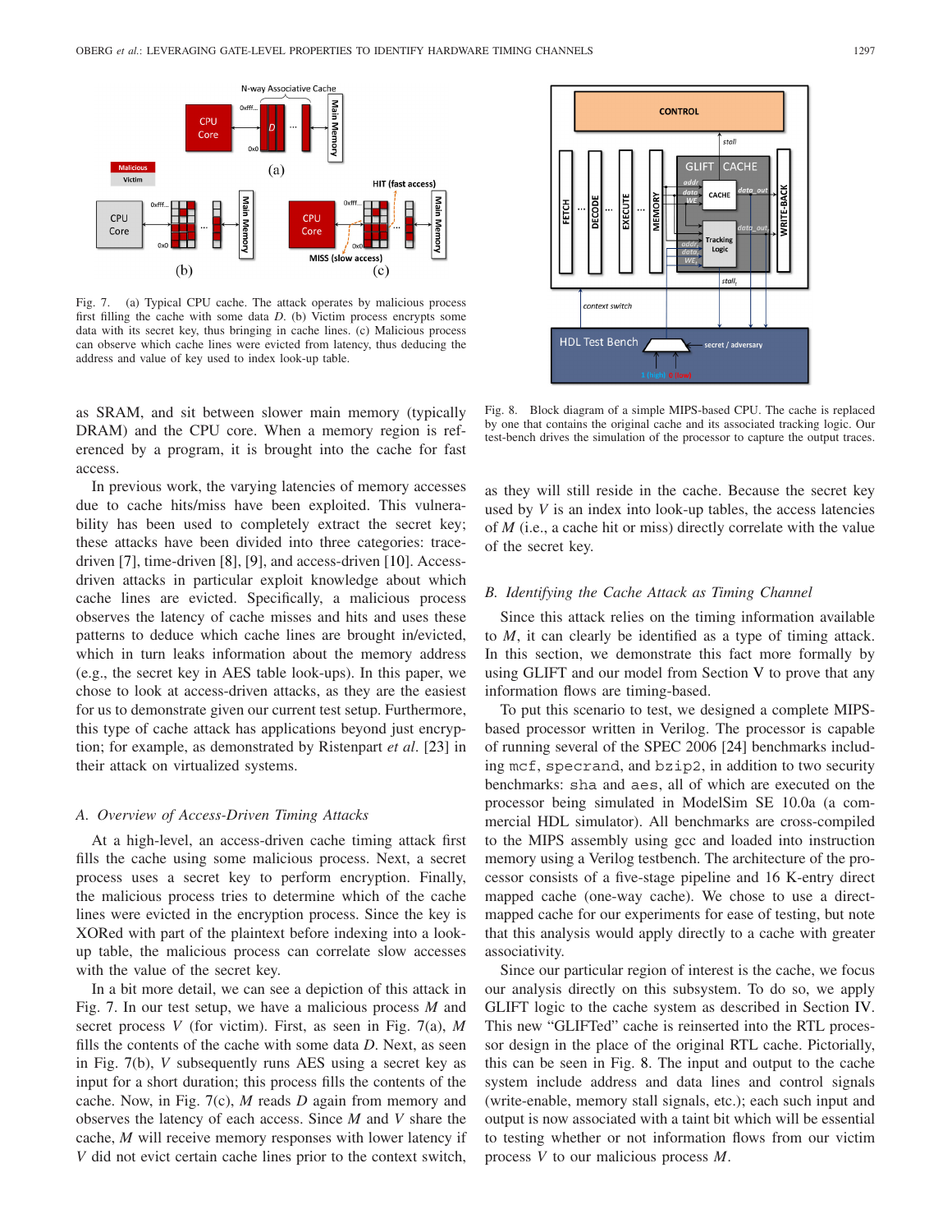Fig. 7. (a) Typical CPU cache. The attack operates by malicious process first filling the cache with some data $D$. (b) Victim process encrypts some data with its secret key, thus bringing in cache lines. (c) Malicious process can observe which cache lines were evicted from latency, thus deducing the address and value of key used to index look-up table.

as SRAM, and sit between slower main memory (typically DRAM) and the CPU core. When a memory region is referenced by a program, it is brought into the cache for fast access.

In previous work, the varying latencies of memory accesses due to cache hits/miss have been exploited. This vulnerability has been used to completely extract the secret key; these attacks have been divided into three categories: trace-driven [7], time-driven [8], [9], and access-driven [10]. Access-driven attacks in particular exploit knowledge about which cache lines are evicted. Specifically, a malicious process observes the latency of cache misses and hits and uses these patterns to deduce which cache lines are brought in/evicted, which in turn leaks information about the memory address (e.g., the secret key in AES table look-ups). In this paper, we chose to look at access-driven attacks, as they are the easiest for us to demonstrate given our current test setup. Furthermore, this type of cache attack has applications beyond just encryption; for example, as demonstrated by Ristenpart *et al.* [23] in their attack on virtualized systems.

### *A. Overview of Access-Driven Timing Attacks*

At a high-level, an access-driven cache timing attack first fills the cache using some malicious process. Next, a secret process uses a secret key to perform encryption. Finally, the malicious process tries to determine which of the cache lines were evicted in the encryption process. Since the key is XORed with part of the plaintext before indexing into a look-up table, the malicious process can correlate slow accesses with the value of the secret key.

In a bit more detail, we can see a depiction of this attack in Fig. 7. In our test setup, we have a malicious process $M$ and secret process $V$ (for victim). First, as seen in Fig. 7(a), $M$ fills the contents of the cache with some data $D$. Next, as seen in Fig. 7(b), $V$ subsequently runs AES using a secret key as input for a short duration; this process fills the contents of the cache. Now, in Fig. 7(c), $M$ reads $D$ again from memory and observes the latency of each access. Since $M$ and $V$ share the cache, $M$ will receive memory responses with lower latency if $V$ did not evict certain cache lines prior to the context switch, as they will still reside in the cache. Because the secret key used by $V$ is an index into look-up tables, the access latencies of $M$ (i.e., a cache hit or miss) directly correlate with the value of the secret key.

Fig. 8. Block diagram of a simple MIPS-based CPU. The cache is replaced by one that contains the original cache and its associated tracking logic. Our test-bench drives the simulation of the processor to capture the output traces.

### *B. Identifying the Cache Attack as Timing Channel*

Since this attack relies on the timing information available to $M$, it can clearly be identified as a type of timing attack. In this section, we demonstrate this fact more formally by using GLIFT and our model from Section V to prove that any information flows are timing-based.

To put this scenario to test, we designed a complete MIPS-based processor written in Verilog. The processor is capable of running several of the SPEC 2006 [24] benchmarks including `mcf`, `specrand`, and `bzip2`, in addition to two security benchmarks: `sha` and `aes`, all of which are executed on the processor being simulated in ModelSim SE 10.0a (a commercial HDL simulator). All benchmarks are cross-compiled to the MIPS assembly using gcc and loaded into instruction memory using a Verilog testbench. The architecture of the processor consists of a five-stage pipeline and 16 K-entry direct mapped cache (one-way cache). We chose to use a direct-mapped cache for our experiments for ease of testing, but note that this analysis would apply directly to a cache with greater associativity.

Since our particular region of interest is the cache, we focus our analysis directly on this subsystem. To do so, we apply GLIFT logic to the cache system as described in Section IV. This new "GLIFTed" cache is reinserted into the RTL processor design in the place of the original RTL cache. Pictorially, this can be seen in Fig. 8. The input and output to the cache system include address and data lines and control signals (write-enable, memory stall signals, etc.); each such input and output is now associated with a taint bit which will be essential to testing whether or not information flows from our victim process $V$ to our malicious process $M$.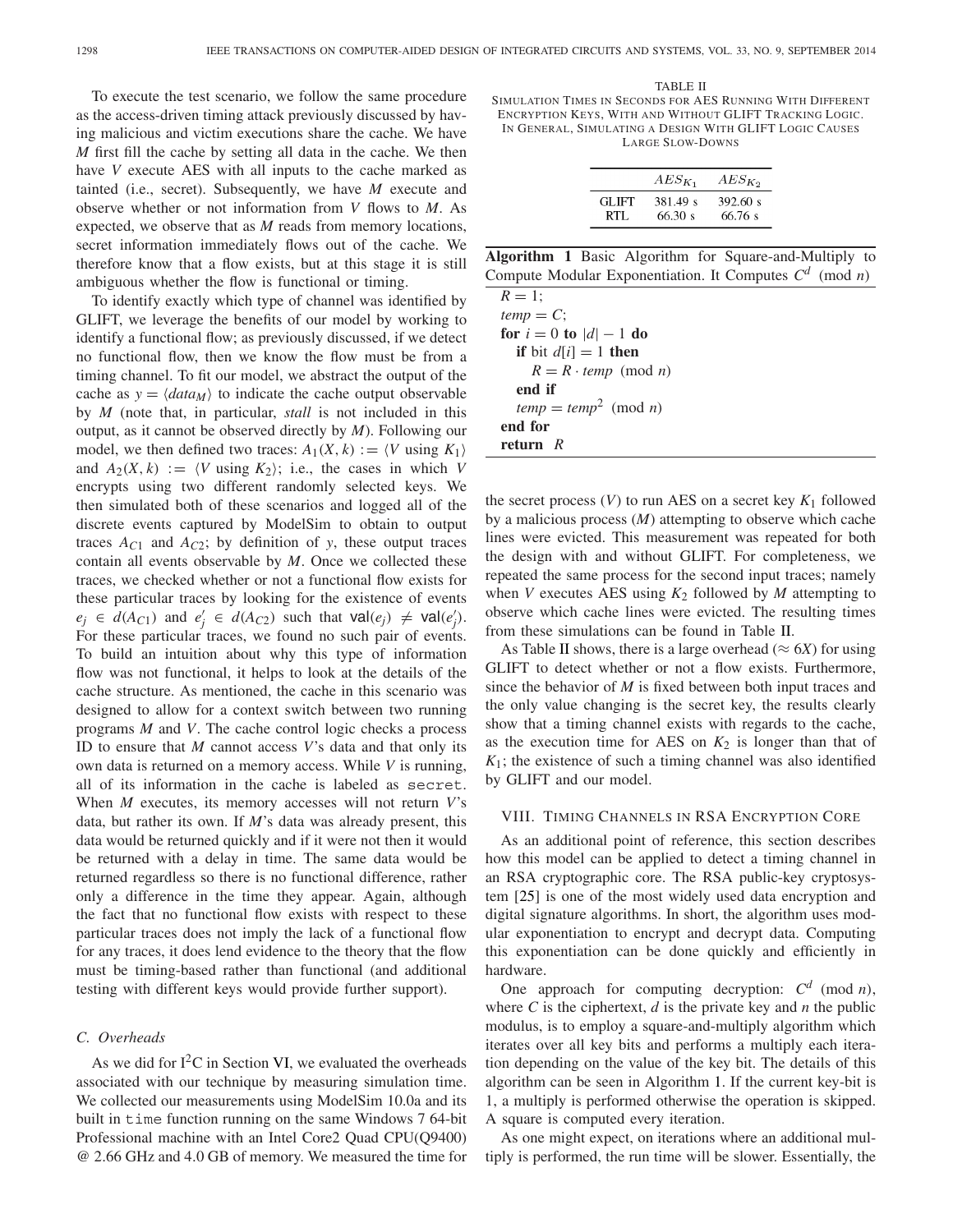To execute the test scenario, we follow the same procedure as the access-driven timing attack previously discussed by having malicious and victim executions share the cache. We have $M$ first fill the cache by setting all data in the cache. We then have $V$ execute AES with all inputs to the cache marked as tainted (i.e., secret). Subsequently, we have $M$ execute and observe whether or not information from $V$ flows to $M$. As expected, we observe that as $M$ reads from memory locations, secret information immediately flows out of the cache. We therefore know that a flow exists, but at this stage it is still ambiguous whether the flow is functional or timing.

To identify exactly which type of channel was identified by GLIFT, we leverage the benefits of our model by working to identify a functional flow; as previously discussed, if we detect no functional flow, then we know the flow must be from a timing channel. To fit our model, we abstract the output of the cache as $y = \langle data_M \rangle$ to indicate the cache output observable by $M$ (note that, in particular, *stall* is not included in this output, as it cannot be observed directly by $M$). Following our model, we then defined two traces: $A_1(X, k) := \langle V \text{ using } K_1 \rangle$ and $A_2(X, k) := \langle V \text{ using } K_2 \rangle$; i.e., the cases in which $V$ encrypts using two different randomly selected keys. We then simulated both of these scenarios and logged all of the discrete events captured by ModelSim to obtain to output traces $A_{C1}$ and $A_{C2}$; by definition of $y$, these output traces contain all events observable by $M$. Once we collected these traces, we checked whether or not a functional flow exists for these particular traces by looking for the existence of events $e_j \in d(A_{C1})$ and $e'_j \in d(A_{C2})$ such that $\mathsf{val}(e_j) \neq \mathsf{val}(e'_j)$. For these particular traces, we found no such pair of events. To build an intuition about why this type of information flow was not functional, it helps to look at the details of the cache structure. As mentioned, the cache in this scenario was designed to allow for a context switch between two running programs $M$ and $V$. The cache control logic checks a process ID to ensure that $M$ cannot access $V$'s data and that only its own data is returned on a memory access. While $V$ is running, all of its information in the cache is labeled as `secret`. When $M$ executes, its memory accesses will not return $V$'s data, but rather its own. If $M$'s data was already present, this data would be returned quickly and if it were not then it would be returned with a delay in time. The same data would be returned regardless so there is no functional difference, rather only a difference in the time they appear. Again, although the fact that no functional flow exists with respect to these particular traces does not imply the lack of a functional flow for any traces, it does lend evidence to the theory that the flow must be timing-based rather than functional (and additional testing with different keys would provide further support).

### C. Overheads

As we did for I²C in Section VI, we evaluated the overheads associated with our technique by measuring simulation time. We collected our measurements using ModelSim 10.0a and its built in `time` function running on the same Windows 7 64-bit Professional machine with an Intel Core2 Quad CPU(Q9400) @ 2.66 GHz and 4.0 GB of memory. We measured the time for the secret process ($V$) to run AES on a secret key $K_1$ followed by a malicious process ($M$) attempting to observe which cache lines were evicted. This measurement was repeated for both the design with and without GLIFT. For completeness, we repeated the same process for the second input traces; namely when $V$ executes AES using $K_2$ followed by $M$ attempting to observe which cache lines were evicted. The resulting times from these simulations can be found in Table II.

TABLE II
SIMULATION TIMES IN SECONDS FOR AES RUNNING WITH DIFFERENT ENCRYPTION KEYS, WITH AND WITHOUT GLIFT TRACKING LOGIC. IN GENERAL, SIMULATING A DESIGN WITH GLIFT LOGIC CAUSES LARGE SLOW-DOWNS

| | $AES_{K_1}$ | $AES_{K_2}$ |
|---|---|---|
| GLIFT | 381.49 s | 392.60 s |
| RTL | 66.30 s | 66.76 s |

As Table II shows, there is a large overhead ($\approx 6X$) for using GLIFT to detect whether or not a flow exists. Furthermore, since the behavior of $M$ is fixed between both input traces and the only value changing is the secret key, the results clearly show that a timing channel exists with regards to the cache, as the execution time for AES on $K_2$ is longer than that of $K_1$; the existence of such a timing channel was also identified by GLIFT and our model.

**Algorithm 1** Basic Algorithm for Square-and-Multiply to Compute Modular Exponentiation. It Computes $C^d \pmod{n}$

```
R = 1;
temp = C;
for i = 0 to |d| − 1 do
    if bit d[i] = 1 then
        R = R · temp (mod n)
    end if
    temp = temp^2 (mod n)
end for
return R
```

## VIII. Timing Channels in RSA Encryption Core

As an additional point of reference, this section describes how this model can be applied to detect a timing channel in an RSA cryptographic core. The RSA public-key cryptosystem [25] is one of the most widely used data encryption and digital signature algorithms. In short, the algorithm uses modular exponentiation to encrypt and decrypt data. Computing this exponentiation can be done quickly and efficiently in hardware.

One approach for computing decryption: $C^d \pmod{n}$, where $C$ is the ciphertext, $d$ is the private key and $n$ the public modulus, is to employ a square-and-multiply algorithm which iterates over all key bits and performs a multiply each iteration depending on the value of the key bit. The details of this algorithm can be seen in Algorithm 1. If the current key-bit is 1, a multiply is performed otherwise the operation is skipped. A square is computed every iteration.

As one might expect, on iterations where an additional multiply is performed, the run time will be slower. Essentially, the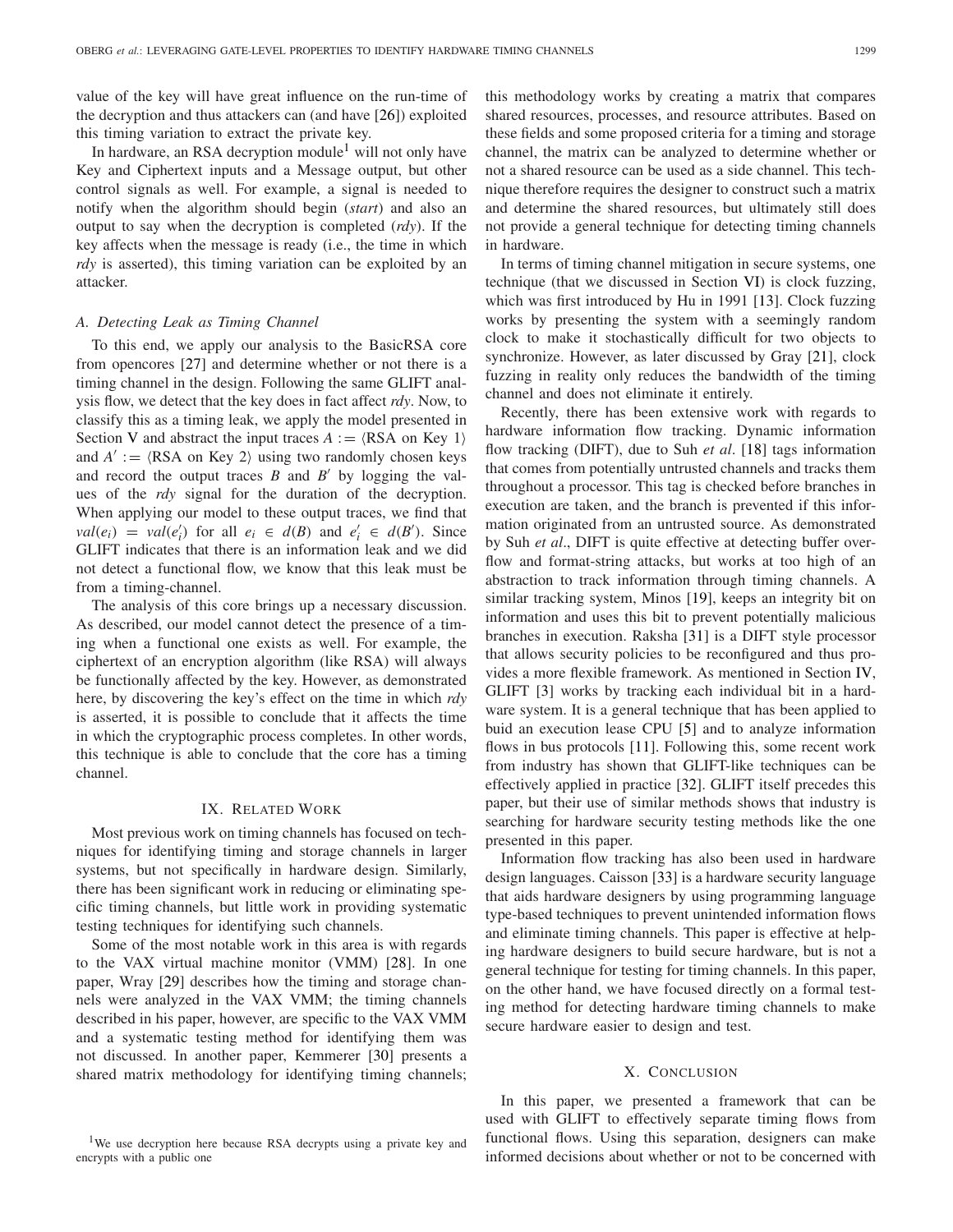value of the key will have great influence on the run-time of the decryption and thus attackers can (and have [26]) exploited this timing variation to extract the private key.

In hardware, an RSA decryption module[1] will not only have Key and Ciphertext inputs and a Message output, but other control signals as well. For example, a signal is needed to notify when the algorithm should begin (*start*) and also an output to say when the decryption is completed (*rdy*). If the key affects when the message is ready (i.e., the time in which *rdy* is asserted), this timing variation can be exploited by an attacker.

### A. Detecting Leak as Timing Channel

To this end, we apply our analysis to the BasicRSA core from opencores [27] and determine whether or not there is a timing channel in the design. Following the same GLIFT analysis flow, we detect that the key does in fact affect *rdy*. Now, to classify this as a timing leak, we apply the model presented in Section V and abstract the input traces $A := \langle \text{RSA on Key 1} \rangle$ and $A' := \langle \text{RSA on Key 2} \rangle$ using two randomly chosen keys and record the output traces $B$ and $B'$ by logging the values of the *rdy* signal for the duration of the decryption. When applying our model to these output traces, we find that $val(e_i) = val(e'_i)$ for all $e_i \in d(B)$ and $e'_i \in d(B')$. Since GLIFT indicates that there is an information leak and we did not detect a functional flow, we know that this leak must be from a timing-channel.

The analysis of this core brings up a necessary discussion. As described, our model cannot detect the presence of a timing when a functional one exists as well. For example, the ciphertext of an encryption algorithm (like RSA) will always be functionally affected by the key. However, as demonstrated here, by discovering the key's effect on the time in which *rdy* is asserted, it is possible to conclude that it affects the time in which the cryptographic process completes. In other words, this technique is able to conclude that the core has a timing channel.

## IX. Related Work

Most previous work on timing channels has focused on techniques for identifying timing and storage channels in larger systems, but not specifically in hardware design. Similarly, there has been significant work in reducing or eliminating specific timing channels, but little work in providing systematic testing techniques for identifying such channels.

Some of the most notable work in this area is with regards to the VAX virtual machine monitor (VMM) [28]. In one paper, Wray [29] describes how the timing and storage channels were analyzed in the VAX VMM; the timing channels described in his paper, however, are specific to the VAX VMM and a systematic testing method for identifying them was not discussed. In another paper, Kemmerer [30] presents a shared matrix methodology for identifying timing channels; this methodology works by creating a matrix that compares shared resources, processes, and resource attributes. Based on these fields and some proposed criteria for a timing and storage channel, the matrix can be analyzed to determine whether or not a shared resource can be used as a side channel. This technique therefore requires the designer to construct such a matrix and determine the shared resources, but ultimately still does not provide a general technique for detecting timing channels in hardware.

In terms of timing channel mitigation in secure systems, one technique (that we discussed in Section VI) is clock fuzzing, which was first introduced by Hu in 1991 [13]. Clock fuzzing works by presenting the system with a seemingly random clock to make it stochastically difficult for two objects to synchronize. However, as later discussed by Gray [21], clock fuzzing in reality only reduces the bandwidth of the timing channel and does not eliminate it entirely.

Recently, there has been extensive work with regards to hardware information flow tracking. Dynamic information flow tracking (DIFT), due to Suh *et al*. [18] tags information that comes from potentially untrusted channels and tracks them throughout a processor. This tag is checked before branches in execution are taken, and the branch is prevented if this information originated from an untrusted source. As demonstrated by Suh *et al*., DIFT is quite effective at detecting buffer overflow and format-string attacks, but works at too high of an abstraction to track information through timing channels. A similar tracking system, Minos [19], keeps an integrity bit on information and uses this bit to prevent potentially malicious branches in execution. Raksha [31] is a DIFT style processor that allows security policies to be reconfigured and thus provides a more flexible framework. As mentioned in Section IV, GLIFT [3] works by tracking each individual bit in a hardware system. It is a general technique that has been applied to buid an execution lease CPU [5] and to analyze information flows in bus protocols [11]. Following this, some recent work from industry has shown that GLIFT-like techniques can be effectively applied in practice [32]. GLIFT itself precedes this paper, but their use of similar methods shows that industry is searching for hardware security testing methods like the one presented in this paper.

Information flow tracking has also been used in hardware design languages. Caisson [33] is a hardware security language that aids hardware designers by using programming language type-based techniques to prevent unintended information flows and eliminate timing channels. This paper is effective at helping hardware designers to build secure hardware, but is not a general technique for testing for timing channels. In this paper, on the other hand, we have focused directly on a formal testing method for detecting hardware timing channels to make secure hardware easier to design and test.

## X. Conclusion

In this paper, we presented a framework that can be used with GLIFT to effectively separate timing flows from functional flows. Using this separation, designers can make informed decisions about whether or not to be concerned with

[1] We use decryption here because RSA decrypts using a private key and encrypts with a public one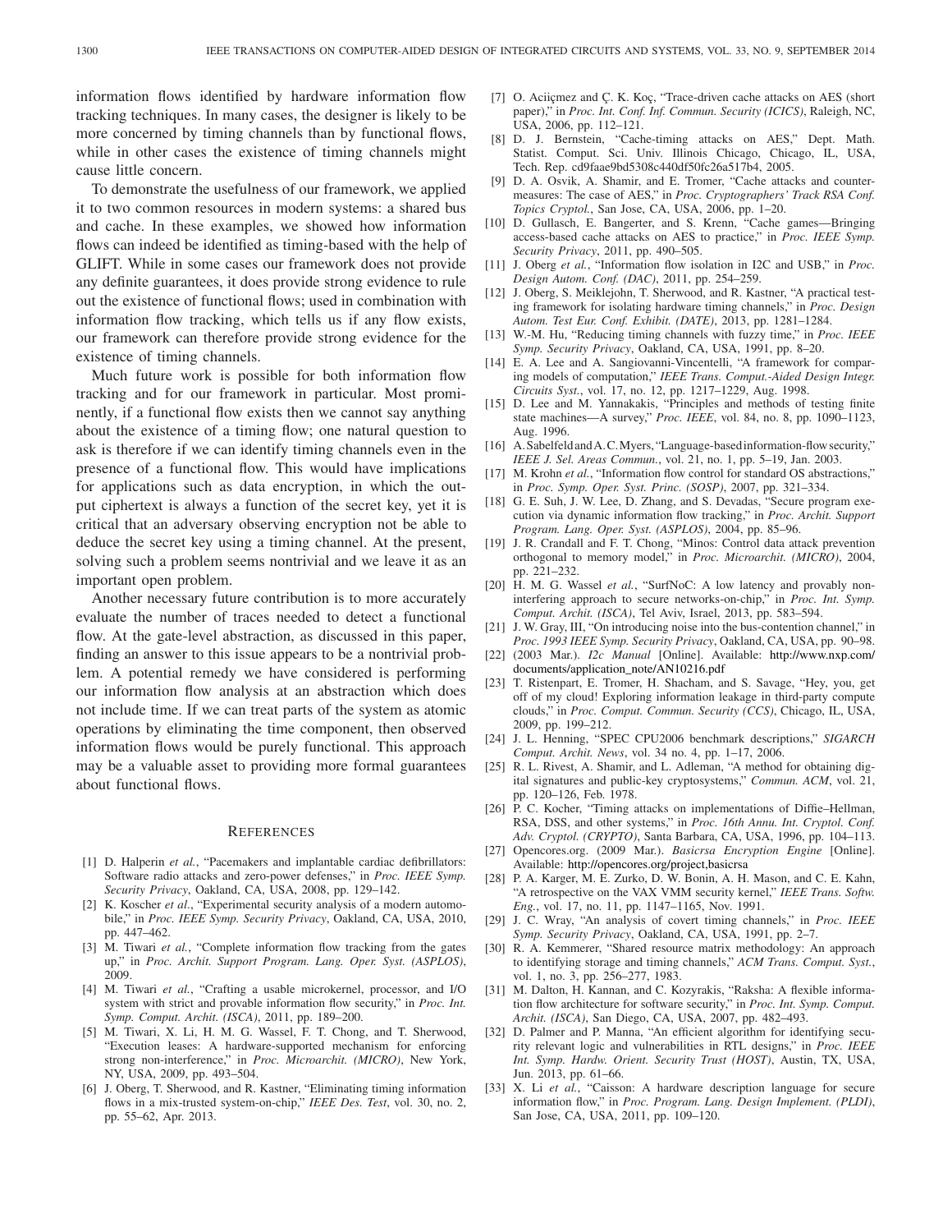information flows identified by hardware information flow tracking techniques. In many cases, the designer is likely to be more concerned by timing channels than by functional flows, while in other cases the existence of timing channels might cause little concern.

To demonstrate the usefulness of our framework, we applied it to two common resources in modern systems: a shared bus and cache. In these examples, we showed how information flows can indeed be identified as timing-based with the help of GLIFT. While in some cases our framework does not provide any definite guarantees, it does provide strong evidence to rule out the existence of functional flows; used in combination with information flow tracking, which tells us if any flow exists, our framework can therefore provide strong evidence for the existence of timing channels.

Much future work is possible for both information flow tracking and for our framework in particular. Most prominently, if a functional flow exists then we cannot say anything about the existence of a timing flow; one natural question to ask is therefore if we can identify timing channels even in the presence of a functional flow. This would have implications for applications such as data encryption, in which the output ciphertext is always a function of the secret key, yet it is critical that an adversary observing encryption not be able to deduce the secret key using a timing channel. At the present, solving such a problem seems nontrivial and we leave it as an important open problem.

Another necessary future contribution is to more accurately evaluate the number of traces needed to detect a functional flow. At the gate-level abstraction, as discussed in this paper, finding an answer to this issue appears to be a nontrivial problem. A potential remedy we have considered is performing our information flow analysis at an abstraction which does not include time. If we can treat parts of the system as atomic operations by eliminating the time component, then observed information flows would be purely functional. This approach may be a valuable asset to providing more formal guarantees about functional flows.

## References

[1] D. Halperin *et al.*, "Pacemakers and implantable cardiac defibrillators: Software radio attacks and zero-power defenses," in *Proc. IEEE Symp. Security Privacy*, Oakland, CA, USA, 2008, pp. 129–142.

[2] K. Koscher *et al.*, "Experimental security analysis of a modern automobile," in *Proc. IEEE Symp. Security Privacy*, Oakland, CA, USA, 2010, pp. 447–462.

[3] M. Tiwari *et al.*, "Complete information flow tracking from the gates up," in *Proc. Archit. Support Program. Lang. Oper. Syst. (ASPLOS)*, 2009.

[4] M. Tiwari *et al.*, "Crafting a usable microkernel, processor, and I/O system with strict and provable information flow security," in *Proc. Int. Symp. Comput. Archit. (ISCA)*, 2011, pp. 189–200.

[5] M. Tiwari, X. Li, H. M. G. Wassel, F. T. Chong, and T. Sherwood, "Execution leases: A hardware-supported mechanism for enforcing strong non-interference," in *Proc. Microarchit. (MICRO)*, New York, NY, USA, 2009, pp. 493–504.

[6] J. Oberg, T. Sherwood, and R. Kastner, "Eliminating timing information flows in a mix-trusted system-on-chip," *IEEE Des. Test*, vol. 30, no. 2, pp. 55–62, Apr. 2013.

[7] O. Aciiçmez and Ç. K. Koç, "Trace-driven cache attacks on AES (short paper)," in *Proc. Int. Conf. Inf. Commun. Security (ICICS)*, Raleigh, NC, USA, 2006, pp. 112–121.

[8] D. J. Bernstein, "Cache-timing attacks on AES," Dept. Math. Statist. Comput. Sci. Univ. Illinois Chicago, Chicago, IL, USA, Tech. Rep. cd9faae9bd5308c440df50fc26a517b4, 2005.

[9] D. A. Osvik, A. Shamir, and E. Tromer, "Cache attacks and countermeasures: The case of AES," in *Proc. Cryptographers' Track RSA Conf. Topics Cryptol.*, San Jose, CA, USA, 2006, pp. 1–20.

[10] D. Gullasch, E. Bangerter, and S. Krenn, "Cache games—Bringing access-based cache attacks on AES to practice," in *Proc. IEEE Symp. Security Privacy*, 2011, pp. 490–505.

[11] J. Oberg *et al.*, "Information flow isolation in I2C and USB," in *Proc. Design Autom. Conf. (DAC)*, 2011, pp. 254–259.

[12] J. Oberg, S. Meiklejohn, T. Sherwood, and R. Kastner, "A practical testing framework for isolating hardware timing channels," in *Proc. Design Autom. Test Eur. Conf. Exhibit. (DATE)*, 2013, pp. 1281–1284.

[13] W.-M. Hu, "Reducing timing channels with fuzzy time," in *Proc. IEEE Symp. Security Privacy*, Oakland, CA, USA, 1991, pp. 8–20.

[14] E. A. Lee and A. Sangiovanni-Vincentelli, "A framework for comparing models of computation," *IEEE Trans. Comput.-Aided Design Integr. Circuits Syst.*, vol. 17, no. 12, pp. 1217–1229, Aug. 1998.

[15] D. Lee and M. Yannakakis, "Principles and methods of testing finite state machines—A survey," *Proc. IEEE*, vol. 84, no. 8, pp. 1090–1123, Aug. 1996.

[16] A. Sabelfeld and A. C. Myers, "Language-based information-flow security," *IEEE J. Sel. Areas Commun.*, vol. 21, no. 1, pp. 5–19, Jan. 2003.

[17] M. Krohn *et al.*, "Information flow control for standard OS abstractions," in *Proc. Symp. Oper. Syst. Princ. (SOSP)*, 2007, pp. 321–334.

[18] G. E. Suh, J. W. Lee, D. Zhang, and S. Devadas, "Secure program execution via dynamic information flow tracking," in *Proc. Archit. Support Program. Lang. Oper. Syst. (ASPLOS)*, 2004, pp. 85–96.

[19] J. R. Crandall and F. T. Chong, "Minos: Control data attack prevention orthogonal to memory model," in *Proc. Microarchit. (MICRO)*, 2004, pp. 221–232.

[20] H. M. G. Wassel *et al.*, "SurfNoC: A low latency and provably non-interfering approach to secure networks-on-chip," in *Proc. Int. Symp. Comput. Archit. (ISCA)*, Tel Aviv, Israel, 2013, pp. 583–594.

[21] J. W. Gray, III, "On introducing noise into the bus-contention channel," in *Proc. 1993 IEEE Symp. Security Privacy*, Oakland, CA, USA, pp. 90–98.

[22] (2003 Mar.). *I2c Manual* [Online]. Available: http://www.nxp.com/documents/application_note/AN10216.pdf

[23] T. Ristenpart, E. Tromer, H. Shacham, and S. Savage, "Hey, you, get off of my cloud! Exploring information leakage in third-party compute clouds," in *Proc. Comput. Commun. Security (CCS)*, Chicago, IL, USA, 2009, pp. 199–212.

[24] J. L. Henning, "SPEC CPU2006 benchmark descriptions," *SIGARCH Comput. Archit. News*, vol. 34 no. 4, pp. 1–17, 2006.

[25] R. L. Rivest, A. Shamir, and L. Adleman, "A method for obtaining digital signatures and public-key cryptosystems," *Commun. ACM*, vol. 21, pp. 120–126, Feb. 1978.

[26] P. C. Kocher, "Timing attacks on implementations of Diffie–Hellman, RSA, DSS, and other systems," in *Proc. 16th Annu. Int. Cryptol. Conf. Adv. Cryptol. (CRYPTO)*, Santa Barbara, CA, USA, 1996, pp. 104–113.

[27] Opencores.org. (2009 Mar.). *Basicrsa Encryption Engine* [Online]. Available: http://opencores.org/project,basicrsa

[28] P. A. Karger, M. E. Zurko, D. W. Bonin, A. H. Mason, and C. E. Kahn, "A retrospective on the VAX VMM security kernel," *IEEE Trans. Softw. Eng.*, vol. 17, no. 11, pp. 1147–1165, Nov. 1991.

[29] J. C. Wray, "An analysis of covert timing channels," in *Proc. IEEE Symp. Security Privacy*, Oakland, CA, USA, 1991, pp. 2–7.

[30] R. A. Kemmerer, "Shared resource matrix methodology: An approach to identifying storage and timing channels," *ACM Trans. Comput. Syst.*, vol. 1, no. 3, pp. 256–277, 1983.

[31] M. Dalton, H. Kannan, and C. Kozyrakis, "Raksha: A flexible information flow architecture for software security," in *Proc. Int. Symp. Comput. Archit. (ISCA)*, San Diego, CA, USA, 2007, pp. 482–493.

[32] D. Palmer and P. Manna, "An efficient algorithm for identifying security relevant logic and vulnerabilities in RTL designs," in *Proc. IEEE Int. Symp. Hardw. Orient. Security Trust (HOST)*, Austin, TX, USA, Jun. 2013, pp. 61–66.

[33] X. Li *et al.*, "Caisson: A hardware description language for secure information flow," in *Proc. Program. Lang. Design Implement. (PLDI)*, San Jose, CA, USA, 2011, pp. 109–120.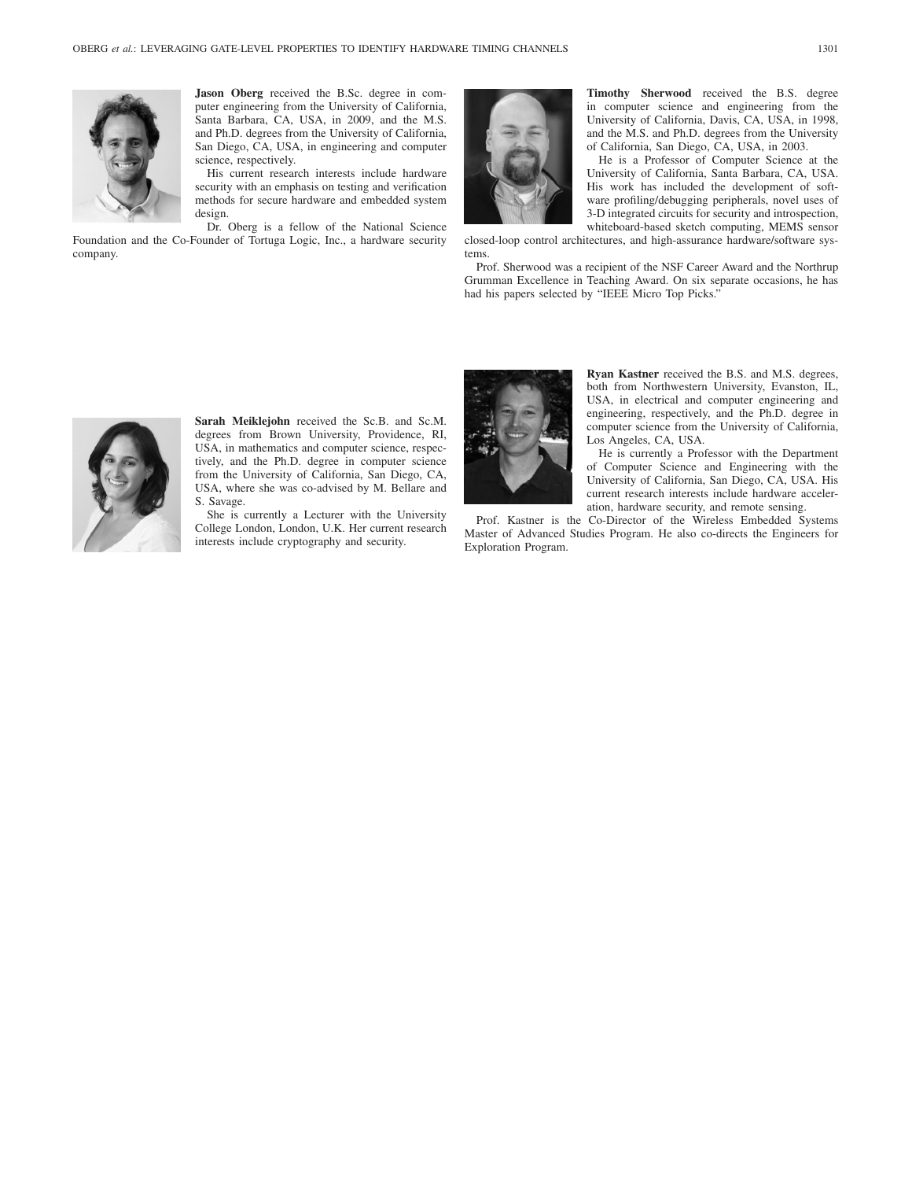**Jason Oberg** received the B.Sc. degree in computer engineering from the University of California, Santa Barbara, CA, USA, in 2009, and the M.S. and Ph.D. degrees from the University of California, San Diego, CA, USA, in engineering and computer science, respectively.

His current research interests include hardware security with an emphasis on testing and verification methods for secure hardware and embedded system design.

Dr. Oberg is a fellow of the National Science Foundation and the Co-Founder of Tortuga Logic, Inc., a hardware security company.

**Sarah Meiklejohn** received the Sc.B. and Sc.M. degrees from Brown University, Providence, RI, USA, in mathematics and computer science, respectively, and the Ph.D. degree in computer science from the University of California, San Diego, CA, USA, where she was co-advised by M. Bellare and S. Savage.

She is currently a Lecturer with the University College London, London, U.K. Her current research interests include cryptography and security.

**Timothy Sherwood** received the B.S. degree in computer science and engineering from the University of California, Davis, CA, USA, in 1998, and the M.S. and Ph.D. degrees from the University of California, San Diego, CA, USA, in 2003.

He is a Professor of Computer Science at the University of California, Santa Barbara, CA, USA. His work has included the development of software profiling/debugging peripherals, novel uses of 3-D integrated circuits for security and introspection, whiteboard-based sketch computing, MEMS sensor closed-loop control architectures, and high-assurance hardware/software systems.

Prof. Sherwood was a recipient of the NSF Career Award and the Northrup Grumman Excellence in Teaching Award. On six separate occasions, he has had his papers selected by "IEEE Micro Top Picks."

**Ryan Kastner** received the B.S. and M.S. degrees, both from Northwestern University, Evanston, IL, USA, in electrical and computer engineering and engineering, respectively, and the Ph.D. degree in computer science from the University of California, Los Angeles, CA, USA.

He is currently a Professor with the Department of Computer Science and Engineering with the University of California, San Diego, CA, USA. His current research interests include hardware acceleration, hardware security, and remote sensing.

Prof. Kastner is the Co-Director of the Wireless Embedded Systems Master of Advanced Studies Program. He also co-directs the Engineers for Exploration Program.